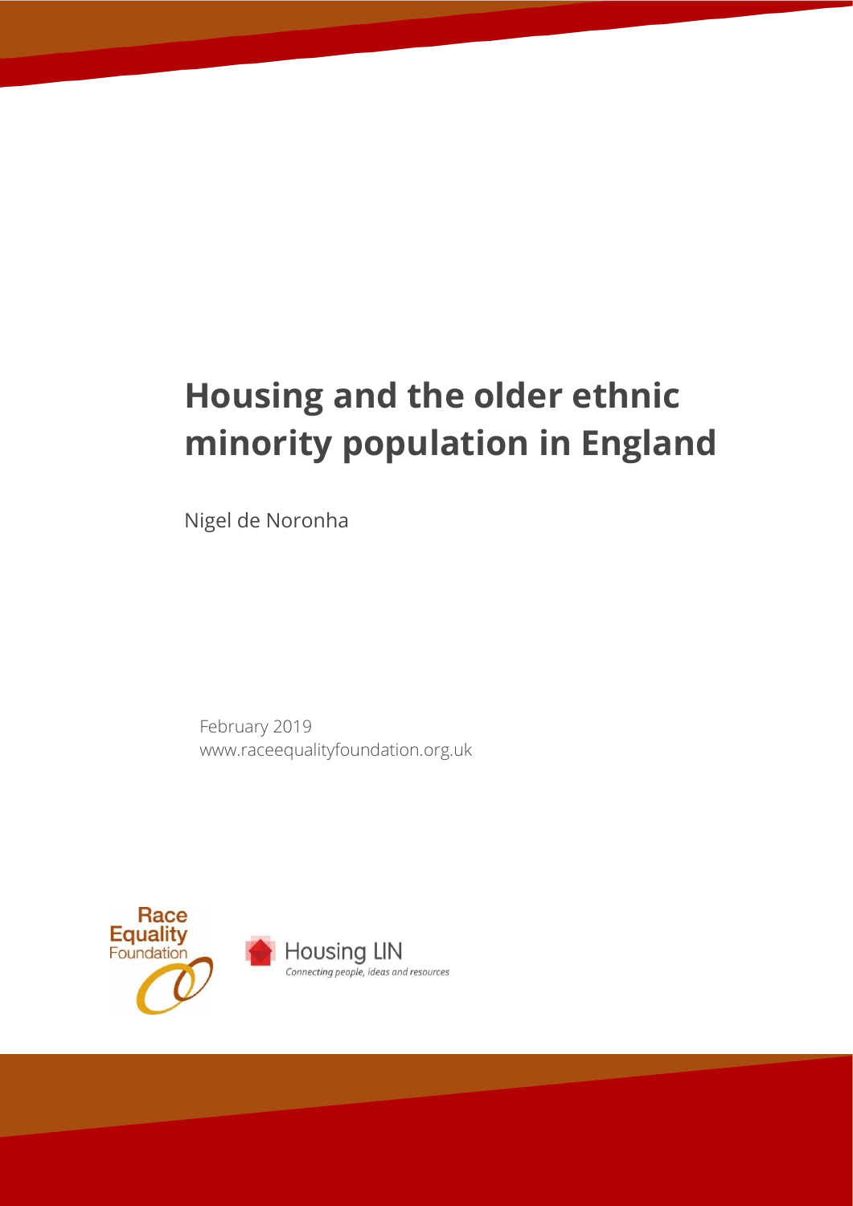# Housing and the older ethnic minority population in England

Nigel de Noronha

February 2019
www.raceequalityfoundation.org.uk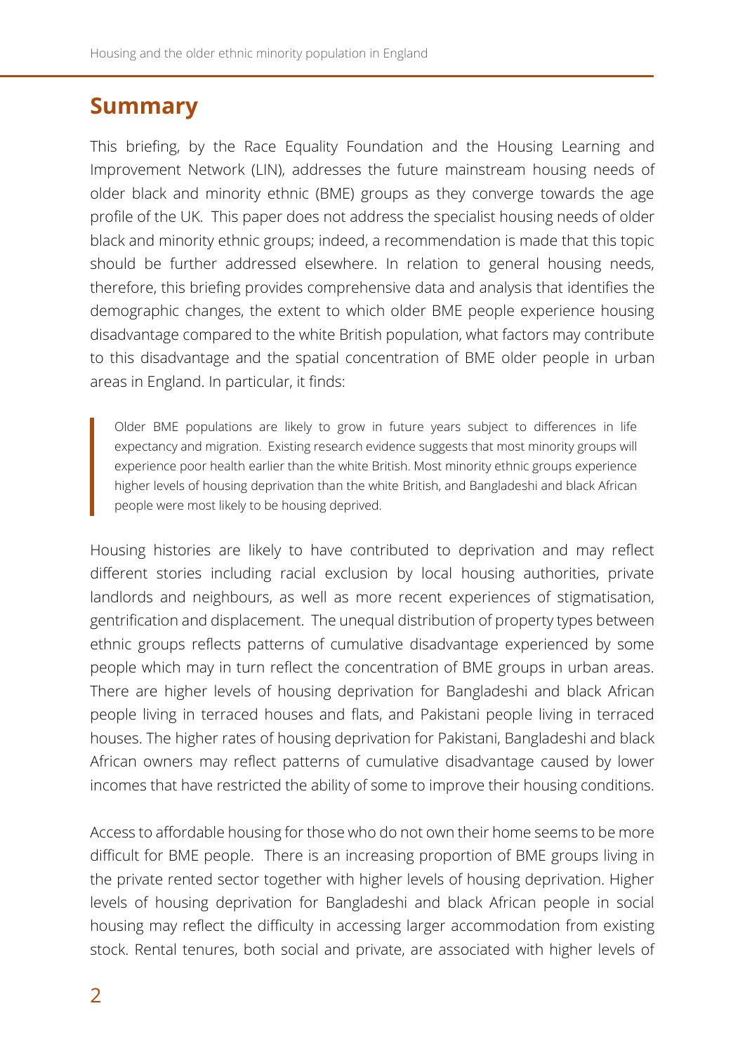## Summary

This briefing, by the Race Equality Foundation and the Housing Learning and Improvement Network (LIN), addresses the future mainstream housing needs of older black and minority ethnic (BME) groups as they converge towards the age profile of the UK. This paper does not address the specialist housing needs of older black and minority ethnic groups; indeed, a recommendation is made that this topic should be further addressed elsewhere. In relation to general housing needs, therefore, this briefing provides comprehensive data and analysis that identifies the demographic changes, the extent to which older BME people experience housing disadvantage compared to the white British population, what factors may contribute to this disadvantage and the spatial concentration of BME older people in urban areas in England. In particular, it finds:

> Older BME populations are likely to grow in future years subject to differences in life expectancy and migration. Existing research evidence suggests that most minority groups will experience poor health earlier than the white British. Most minority ethnic groups experience higher levels of housing deprivation than the white British, and Bangladeshi and black African people were most likely to be housing deprived.

Housing histories are likely to have contributed to deprivation and may reflect different stories including racial exclusion by local housing authorities, private landlords and neighbours, as well as more recent experiences of stigmatisation, gentrification and displacement. The unequal distribution of property types between ethnic groups reflects patterns of cumulative disadvantage experienced by some people which may in turn reflect the concentration of BME groups in urban areas. There are higher levels of housing deprivation for Bangladeshi and black African people living in terraced houses and flats, and Pakistani people living in terraced houses. The higher rates of housing deprivation for Pakistani, Bangladeshi and black African owners may reflect patterns of cumulative disadvantage caused by lower incomes that have restricted the ability of some to improve their housing conditions.

Access to affordable housing for those who do not own their home seems to be more difficult for BME people. There is an increasing proportion of BME groups living in the private rented sector together with higher levels of housing deprivation. Higher levels of housing deprivation for Bangladeshi and black African people in social housing may reflect the difficulty in accessing larger accommodation from existing stock. Rental tenures, both social and private, are associated with higher levels of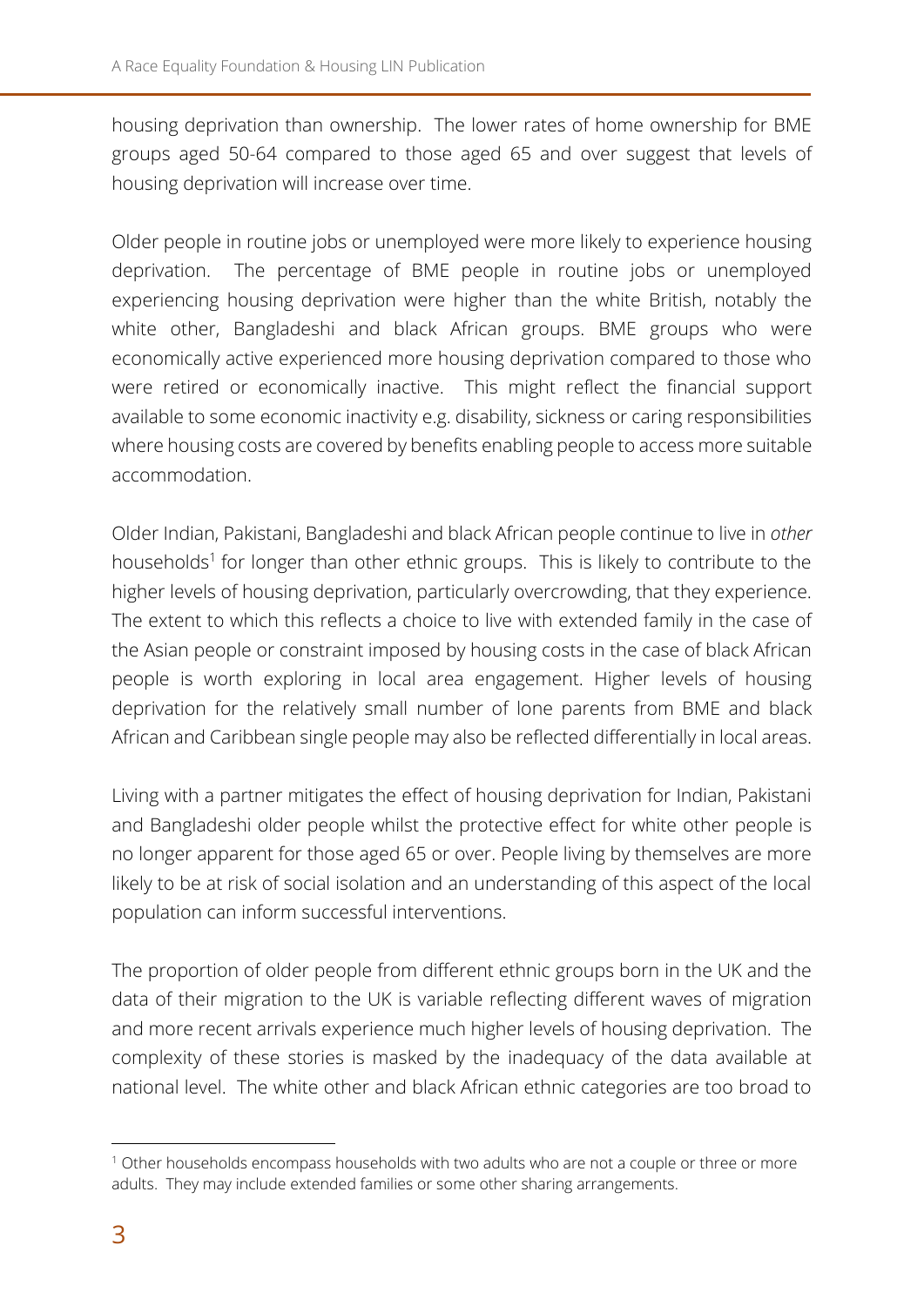housing deprivation than ownership. The lower rates of home ownership for BME groups aged 50-64 compared to those aged 65 and over suggest that levels of housing deprivation will increase over time.

Older people in routine jobs or unemployed were more likely to experience housing deprivation. The percentage of BME people in routine jobs or unemployed experiencing housing deprivation were higher than the white British, notably the white other, Bangladeshi and black African groups. BME groups who were economically active experienced more housing deprivation compared to those who were retired or economically inactive. This might reflect the financial support available to some economic inactivity e.g. disability, sickness or caring responsibilities where housing costs are covered by benefits enabling people to access more suitable accommodation.

Older Indian, Pakistani, Bangladeshi and black African people continue to live in *other* households[1] for longer than other ethnic groups. This is likely to contribute to the higher levels of housing deprivation, particularly overcrowding, that they experience. The extent to which this reflects a choice to live with extended family in the case of the Asian people or constraint imposed by housing costs in the case of black African people is worth exploring in local area engagement. Higher levels of housing deprivation for the relatively small number of lone parents from BME and black African and Caribbean single people may also be reflected differentially in local areas.

Living with a partner mitigates the effect of housing deprivation for Indian, Pakistani and Bangladeshi older people whilst the protective effect for white other people is no longer apparent for those aged 65 or over. People living by themselves are more likely to be at risk of social isolation and an understanding of this aspect of the local population can inform successful interventions.

The proportion of older people from different ethnic groups born in the UK and the data of their migration to the UK is variable reflecting different waves of migration and more recent arrivals experience much higher levels of housing deprivation. The complexity of these stories is masked by the inadequacy of the data available at national level. The white other and black African ethnic categories are too broad to

[1] Other households encompass households with two adults who are not a couple or three or more adults. They may include extended families or some other sharing arrangements.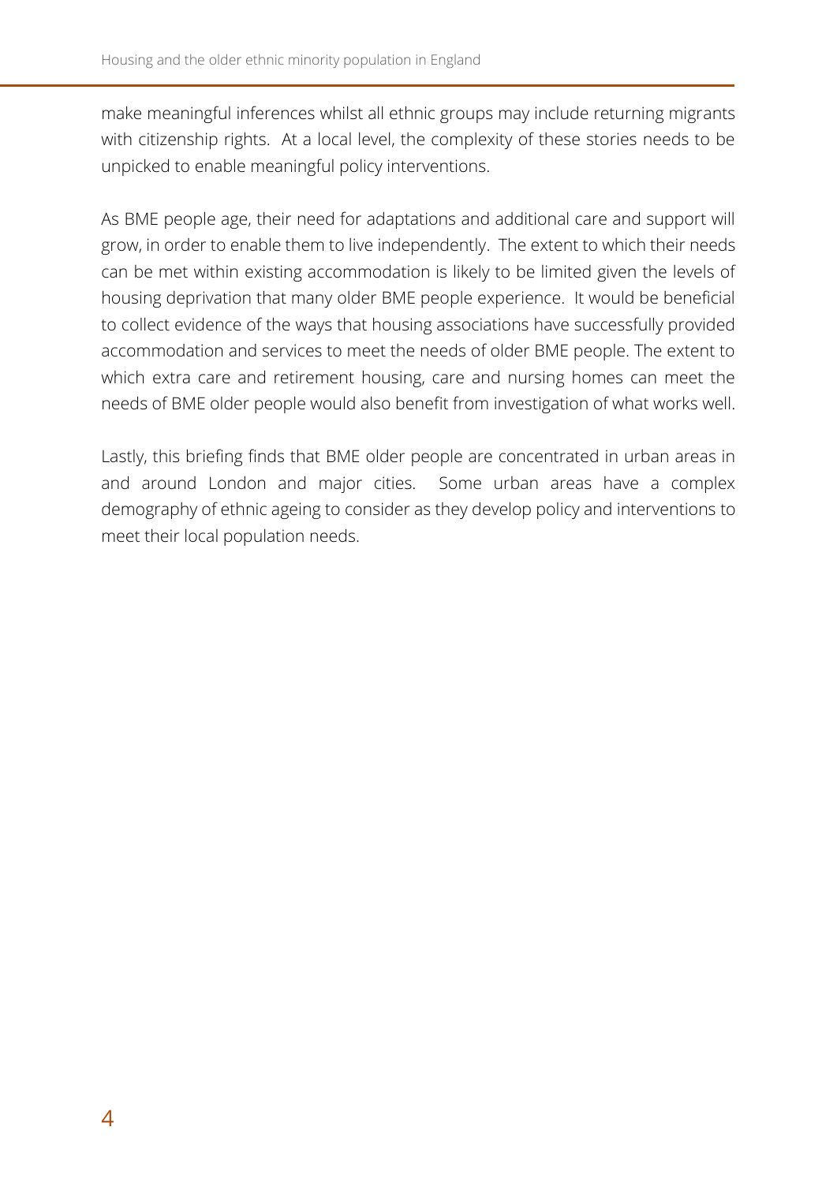make meaningful inferences whilst all ethnic groups may include returning migrants with citizenship rights. At a local level, the complexity of these stories needs to be unpicked to enable meaningful policy interventions.

As BME people age, their need for adaptations and additional care and support will grow, in order to enable them to live independently. The extent to which their needs can be met within existing accommodation is likely to be limited given the levels of housing deprivation that many older BME people experience. It would be beneficial to collect evidence of the ways that housing associations have successfully provided accommodation and services to meet the needs of older BME people. The extent to which extra care and retirement housing, care and nursing homes can meet the needs of BME older people would also benefit from investigation of what works well.

Lastly, this briefing finds that BME older people are concentrated in urban areas in and around London and major cities. Some urban areas have a complex demography of ethnic ageing to consider as they develop policy and interventions to meet their local population needs.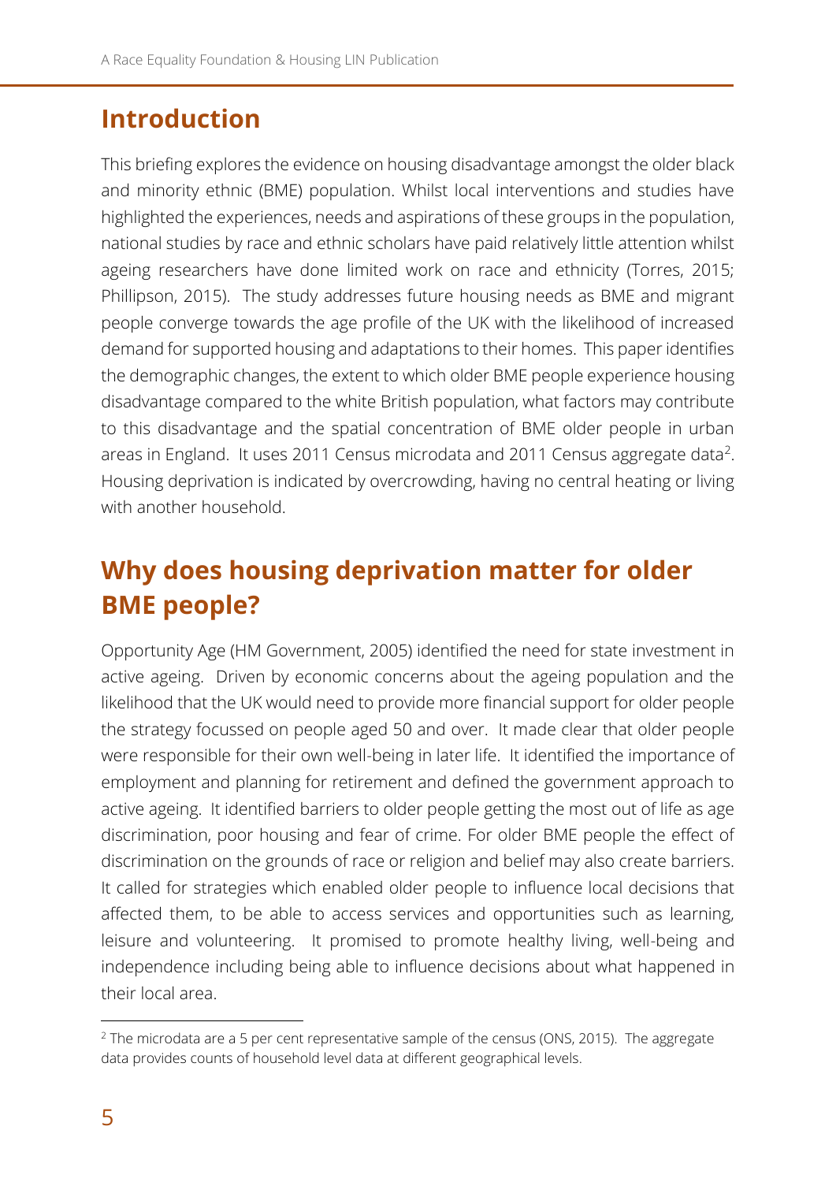## Introduction

This briefing explores the evidence on housing disadvantage amongst the older black and minority ethnic (BME) population. Whilst local interventions and studies have highlighted the experiences, needs and aspirations of these groups in the population, national studies by race and ethnic scholars have paid relatively little attention whilst ageing researchers have done limited work on race and ethnicity (Torres, 2015; Phillipson, 2015). The study addresses future housing needs as BME and migrant people converge towards the age profile of the UK with the likelihood of increased demand for supported housing and adaptations to their homes. This paper identifies the demographic changes, the extent to which older BME people experience housing disadvantage compared to the white British population, what factors may contribute to this disadvantage and the spatial concentration of BME older people in urban areas in England. It uses 2011 Census microdata and 2011 Census aggregate data[2]. Housing deprivation is indicated by overcrowding, having no central heating or living with another household.

## Why does housing deprivation matter for older BME people?

Opportunity Age (HM Government, 2005) identified the need for state investment in active ageing. Driven by economic concerns about the ageing population and the likelihood that the UK would need to provide more financial support for older people the strategy focussed on people aged 50 and over. It made clear that older people were responsible for their own well-being in later life. It identified the importance of employment and planning for retirement and defined the government approach to active ageing. It identified barriers to older people getting the most out of life as age discrimination, poor housing and fear of crime. For older BME people the effect of discrimination on the grounds of race or religion and belief may also create barriers. It called for strategies which enabled older people to influence local decisions that affected them, to be able to access services and opportunities such as learning, leisure and volunteering. It promised to promote healthy living, well-being and independence including being able to influence decisions about what happened in their local area.

[2] The microdata are a 5 per cent representative sample of the census (ONS, 2015). The aggregate data provides counts of household level data at different geographical levels.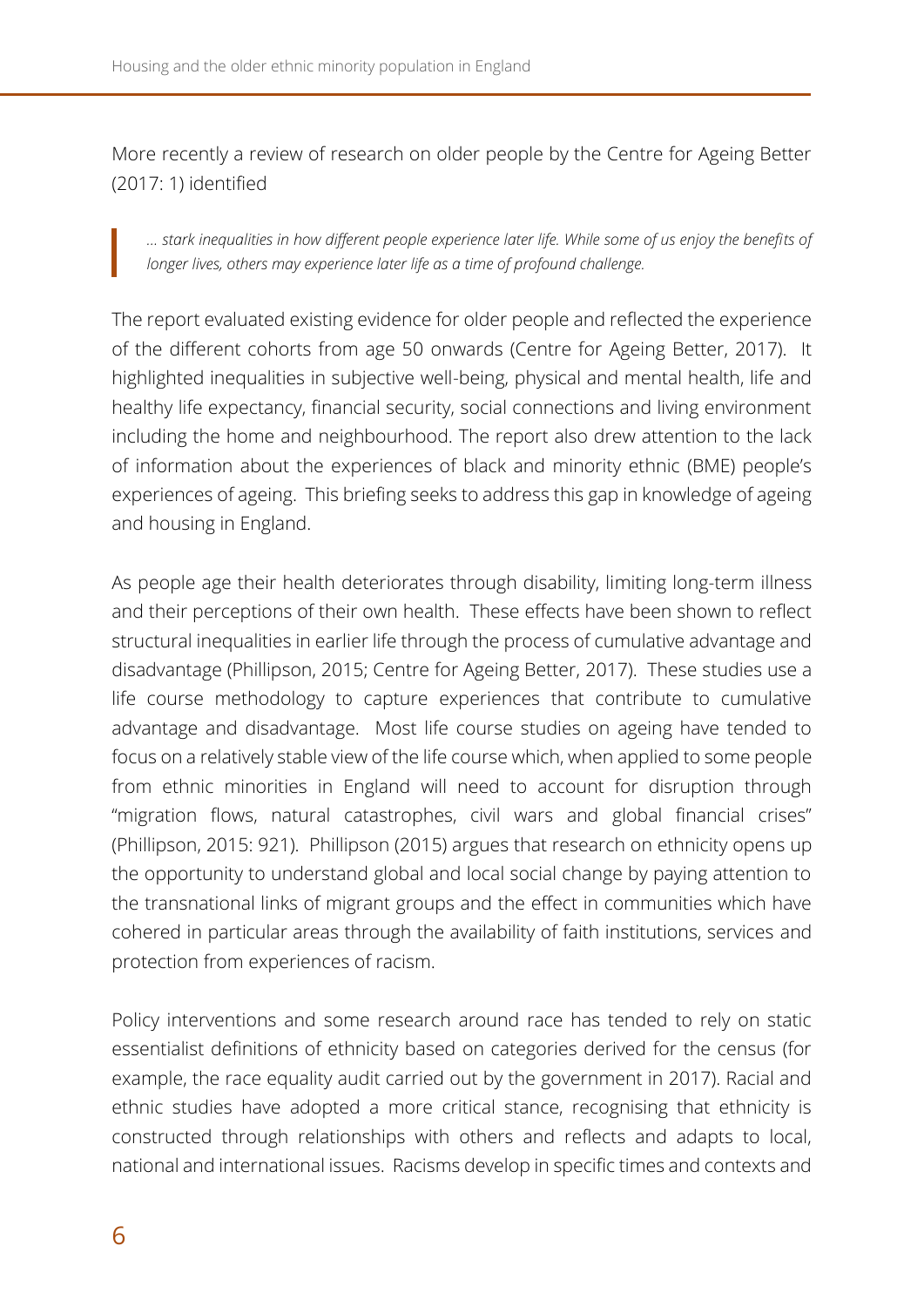More recently a review of research on older people by the Centre for Ageing Better (2017: 1) identified

> *... stark inequalities in how different people experience later life. While some of us enjoy the benefits of longer lives, others may experience later life as a time of profound challenge.*

The report evaluated existing evidence for older people and reflected the experience of the different cohorts from age 50 onwards (Centre for Ageing Better, 2017). It highlighted inequalities in subjective well-being, physical and mental health, life and healthy life expectancy, financial security, social connections and living environment including the home and neighbourhood. The report also drew attention to the lack of information about the experiences of black and minority ethnic (BME) people's experiences of ageing. This briefing seeks to address this gap in knowledge of ageing and housing in England.

As people age their health deteriorates through disability, limiting long-term illness and their perceptions of their own health. These effects have been shown to reflect structural inequalities in earlier life through the process of cumulative advantage and disadvantage (Phillipson, 2015; Centre for Ageing Better, 2017). These studies use a life course methodology to capture experiences that contribute to cumulative advantage and disadvantage. Most life course studies on ageing have tended to focus on a relatively stable view of the life course which, when applied to some people from ethnic minorities in England will need to account for disruption through "migration flows, natural catastrophes, civil wars and global financial crises" (Phillipson, 2015: 921). Phillipson (2015) argues that research on ethnicity opens up the opportunity to understand global and local social change by paying attention to the transnational links of migrant groups and the effect in communities which have cohered in particular areas through the availability of faith institutions, services and protection from experiences of racism.

Policy interventions and some research around race has tended to rely on static essentialist definitions of ethnicity based on categories derived for the census (for example, the race equality audit carried out by the government in 2017). Racial and ethnic studies have adopted a more critical stance, recognising that ethnicity is constructed through relationships with others and reflects and adapts to local, national and international issues. Racisms develop in specific times and contexts and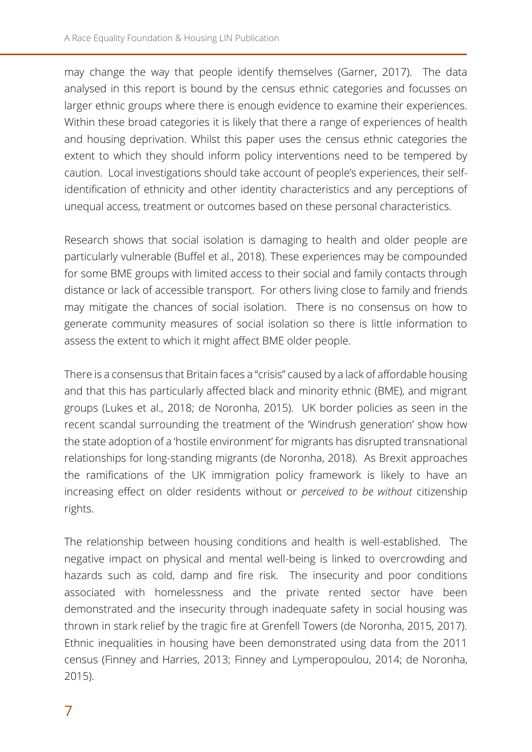may change the way that people identify themselves (Garner, 2017). The data analysed in this report is bound by the census ethnic categories and focusses on larger ethnic groups where there is enough evidence to examine their experiences. Within these broad categories it is likely that there a range of experiences of health and housing deprivation. Whilst this paper uses the census ethnic categories the extent to which they should inform policy interventions need to be tempered by caution. Local investigations should take account of people's experiences, their self-identification of ethnicity and other identity characteristics and any perceptions of unequal access, treatment or outcomes based on these personal characteristics.

Research shows that social isolation is damaging to health and older people are particularly vulnerable (Buffel et al., 2018). These experiences may be compounded for some BME groups with limited access to their social and family contacts through distance or lack of accessible transport. For others living close to family and friends may mitigate the chances of social isolation. There is no consensus on how to generate community measures of social isolation so there is little information to assess the extent to which it might affect BME older people.

There is a consensus that Britain faces a "crisis" caused by a lack of affordable housing and that this has particularly affected black and minority ethnic (BME), and migrant groups (Lukes et al., 2018; de Noronha, 2015). UK border policies as seen in the recent scandal surrounding the treatment of the 'Windrush generation' show how the state adoption of a 'hostile environment' for migrants has disrupted transnational relationships for long-standing migrants (de Noronha, 2018). As Brexit approaches the ramifications of the UK immigration policy framework is likely to have an increasing effect on older residents without or *perceived to be without* citizenship rights.

The relationship between housing conditions and health is well-established. The negative impact on physical and mental well-being is linked to overcrowding and hazards such as cold, damp and fire risk. The insecurity and poor conditions associated with homelessness and the private rented sector have been demonstrated and the insecurity through inadequate safety in social housing was thrown in stark relief by the tragic fire at Grenfell Towers (de Noronha, 2015, 2017). Ethnic inequalities in housing have been demonstrated using data from the 2011 census (Finney and Harries, 2013; Finney and Lymperopoulou, 2014; de Noronha, 2015).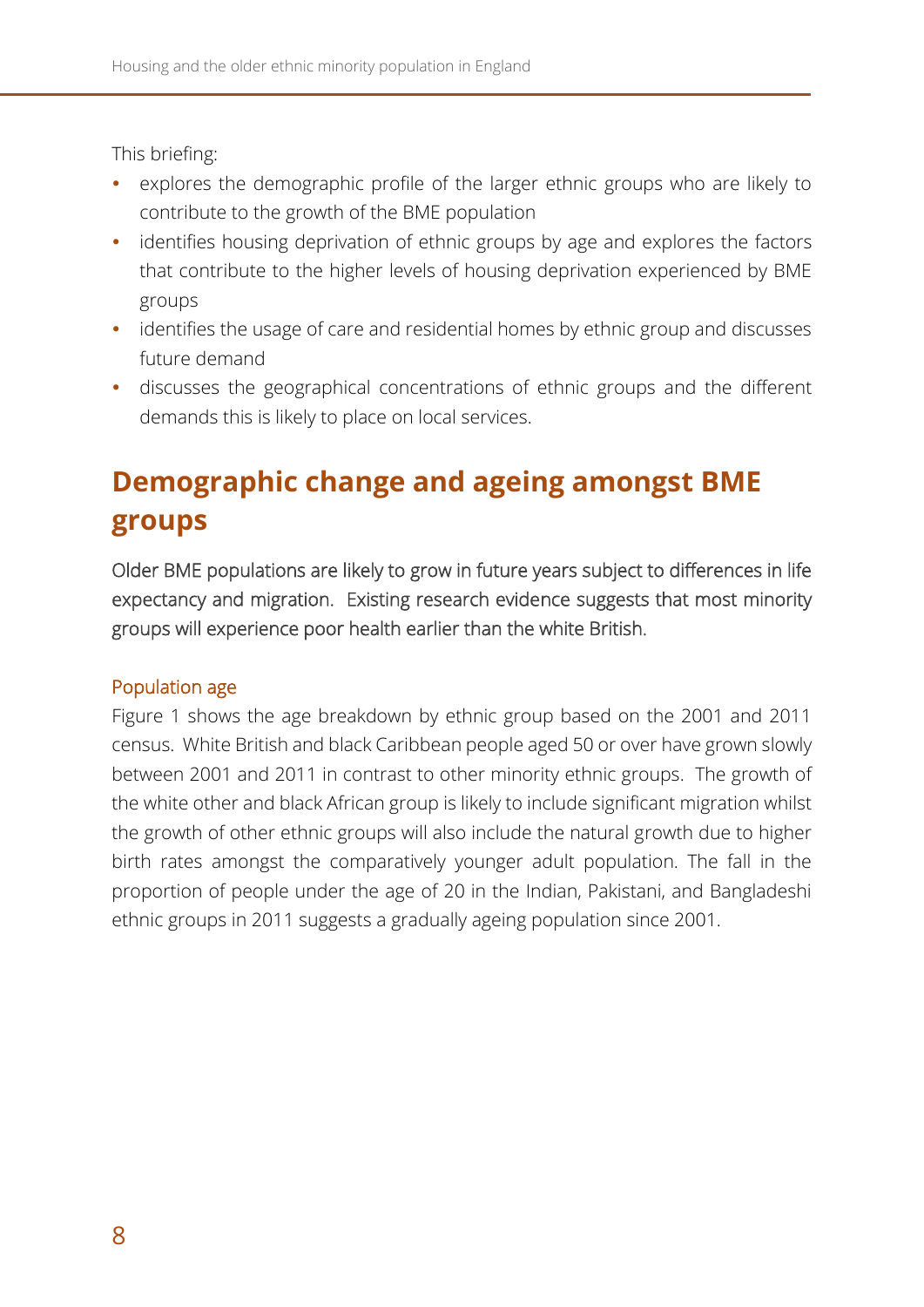This briefing:

- explores the demographic profile of the larger ethnic groups who are likely to contribute to the growth of the BME population
- identifies housing deprivation of ethnic groups by age and explores the factors that contribute to the higher levels of housing deprivation experienced by BME groups
- identifies the usage of care and residential homes by ethnic group and discusses future demand
- discusses the geographical concentrations of ethnic groups and the different demands this is likely to place on local services.

## Demographic change and ageing amongst BME groups

Older BME populations are likely to grow in future years subject to differences in life expectancy and migration. Existing research evidence suggests that most minority groups will experience poor health earlier than the white British.

### Population age

Figure 1 shows the age breakdown by ethnic group based on the 2001 and 2011 census. White British and black Caribbean people aged 50 or over have grown slowly between 2001 and 2011 in contrast to other minority ethnic groups. The growth of the white other and black African group is likely to include significant migration whilst the growth of other ethnic groups will also include the natural growth due to higher birth rates amongst the comparatively younger adult population. The fall in the proportion of people under the age of 20 in the Indian, Pakistani, and Bangladeshi ethnic groups in 2011 suggests a gradually ageing population since 2001.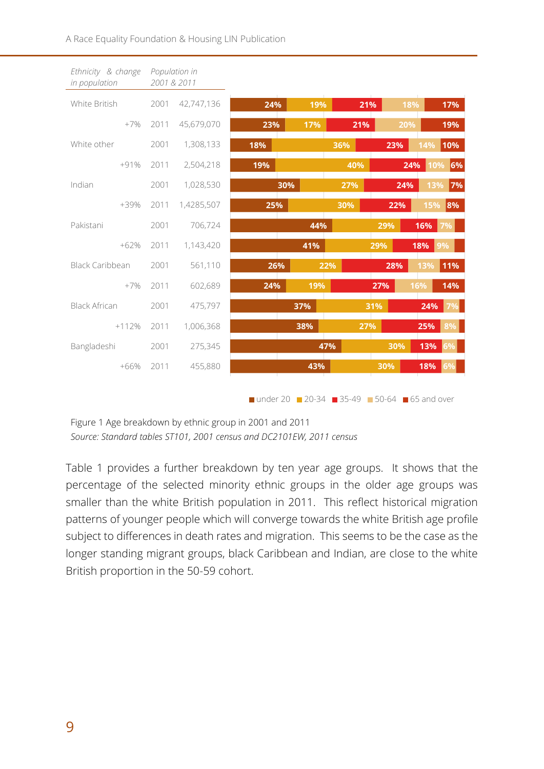| Ethnicity & change in population | Population in 2001 & 2011 | | under 20 | 20-34 | 35-49 | 50-64 | 65 and over |
|---|---|---|---|---|---|---|---|
| White British | 2001 | 42,747,136 | 24% | 19% | 21% | 18% | 17% |
| +7% | 2011 | 45,679,070 | 23% | 17% | 21% | 20% | 19% |
| White other | 2001 | 1,308,133 | 18% | 36% | 23% | 14% | 10% |
| +91% | 2011 | 2,504,218 | 19% | 40% | 24% | 10% | 6% |
| Indian | 2001 | 1,028,530 | 30% | 27% | 24% | 13% | 7% |
| +39% | 2011 | 1,4285,507 | 25% | 30% | 22% | 15% | 8% |
| Pakistani | 2001 | 706,724 | 44% | 29% | 16% | 7% | |
| +62% | 2011 | 1,143,420 | 41% | 29% | 18% | 9% | |
| Black Caribbean | 2001 | 561,110 | 26% | 22% | 28% | 13% | 11% |
| +7% | 2011 | 602,689 | 24% | 19% | 27% | 16% | 14% |
| Black African | 2001 | 475,797 | 37% | 31% | 24% | 7% | |
| +112% | 2011 | 1,006,368 | 38% | 27% | 25% | 8% | |
| Bangladeshi | 2001 | 275,345 | 47% | 30% | 13% | 6% | |
| +66% | 2011 | 455,880 | 43% | 30% | 18% | 6% | |

Figure 1 Age breakdown by ethnic group in 2001 and 2011

*Source: Standard tables ST101, 2001 census and DC2101EW, 2011 census*

Table 1 provides a further breakdown by ten year age groups. It shows that the percentage of the selected minority ethnic groups in the older age groups was smaller than the white British population in 2011. This reflect historical migration patterns of younger people which will converge towards the white British age profile subject to differences in death rates and migration. This seems to be the case as the longer standing migrant groups, black Caribbean and Indian, are close to the white British proportion in the 50-59 cohort.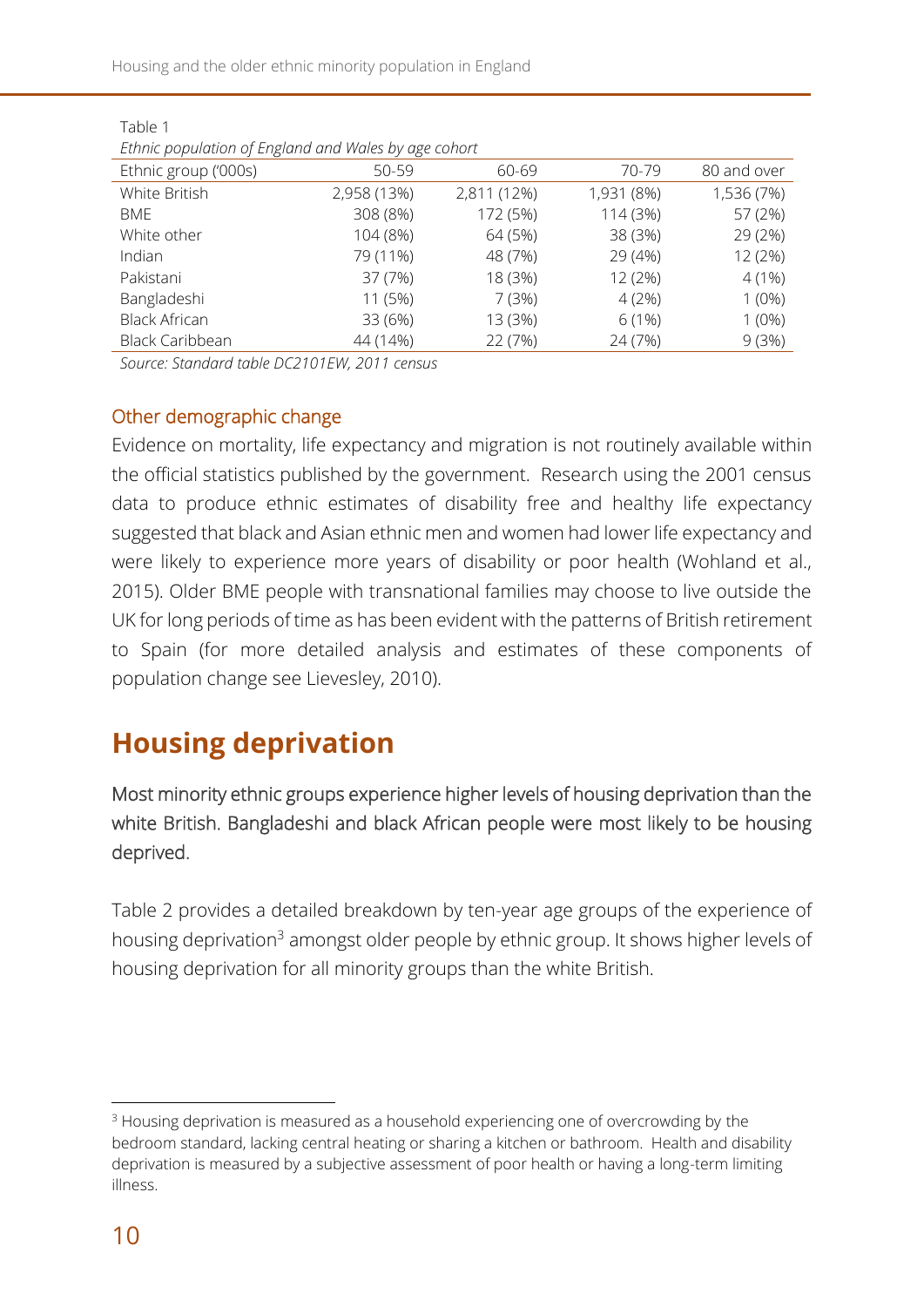Table 1

*Ethnic population of England and Wales by age cohort*

| Ethnic group ('000s) | 50-59 | 60-69 | 70-79 | 80 and over |
|---|---|---|---|---|
| White British | 2,958 (13%) | 2,811 (12%) | 1,931 (8%) | 1,536 (7%) |
| BME | 308 (8%) | 172 (5%) | 114 (3%) | 57 (2%) |
| White other | 104 (8%) | 64 (5%) | 38 (3%) | 29 (2%) |
| Indian | 79 (11%) | 48 (7%) | 29 (4%) | 12 (2%) |
| Pakistani | 37 (7%) | 18 (3%) | 12 (2%) | 4 (1%) |
| Bangladeshi | 11 (5%) | 7 (3%) | 4 (2%) | 1 (0%) |
| Black African | 33 (6%) | 13 (3%) | 6 (1%) | 1 (0%) |
| Black Caribbean | 44 (14%) | 22 (7%) | 24 (7%) | 9 (3%) |

*Source: Standard table DC2101EW, 2011 census*

### Other demographic change

Evidence on mortality, life expectancy and migration is not routinely available within the official statistics published by the government. Research using the 2001 census data to produce ethnic estimates of disability free and healthy life expectancy suggested that black and Asian ethnic men and women had lower life expectancy and were likely to experience more years of disability or poor health (Wohland et al., 2015). Older BME people with transnational families may choose to live outside the UK for long periods of time as has been evident with the patterns of British retirement to Spain (for more detailed analysis and estimates of these components of population change see Lievesley, 2010).

## Housing deprivation

Most minority ethnic groups experience higher levels of housing deprivation than the white British. Bangladeshi and black African people were most likely to be housing deprived.

Table 2 provides a detailed breakdown by ten-year age groups of the experience of housing deprivation[3] amongst older people by ethnic group. It shows higher levels of housing deprivation for all minority groups than the white British.

[3] Housing deprivation is measured as a household experiencing one of overcrowding by the bedroom standard, lacking central heating or sharing a kitchen or bathroom. Health and disability deprivation is measured by a subjective assessment of poor health or having a long-term limiting illness.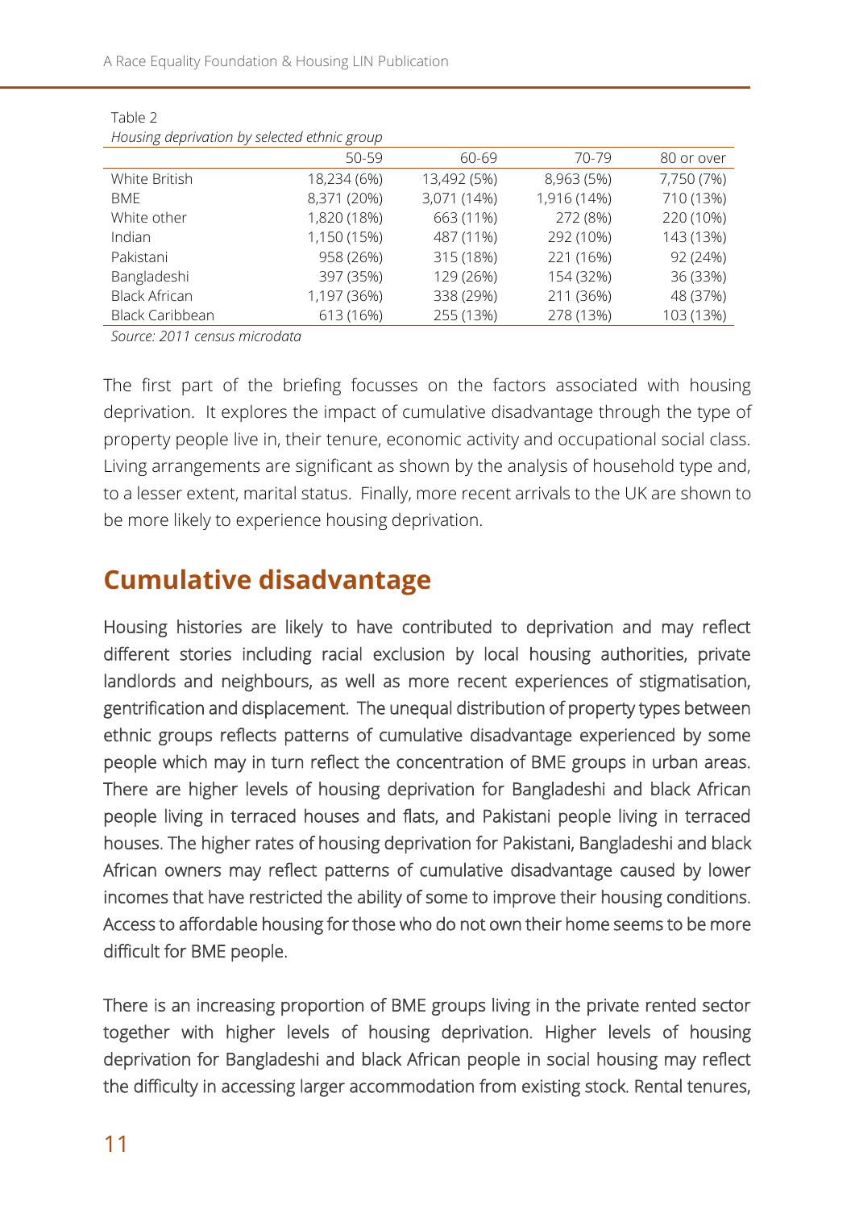Table 2

*Housing deprivation by selected ethnic group*

| | 50-59 | 60-69 | 70-79 | 80 or over |
|---|---|---|---|---|
| White British | 18,234 (6%) | 13,492 (5%) | 8,963 (5%) | 7,750 (7%) |
| BME | 8,371 (20%) | 3,071 (14%) | 1,916 (14%) | 710 (13%) |
| White other | 1,820 (18%) | 663 (11%) | 272 (8%) | 220 (10%) |
| Indian | 1,150 (15%) | 487 (11%) | 292 (10%) | 143 (13%) |
| Pakistani | 958 (26%) | 315 (18%) | 221 (16%) | 92 (24%) |
| Bangladeshi | 397 (35%) | 129 (26%) | 154 (32%) | 36 (33%) |
| Black African | 1,197 (36%) | 338 (29%) | 211 (36%) | 48 (37%) |
| Black Caribbean | 613 (16%) | 255 (13%) | 278 (13%) | 103 (13%) |

*Source: 2011 census microdata*

The first part of the briefing focusses on the factors associated with housing deprivation. It explores the impact of cumulative disadvantage through the type of property people live in, their tenure, economic activity and occupational social class. Living arrangements are significant as shown by the analysis of household type and, to a lesser extent, marital status. Finally, more recent arrivals to the UK are shown to be more likely to experience housing deprivation.

## Cumulative disadvantage

Housing histories are likely to have contributed to deprivation and may reflect different stories including racial exclusion by local housing authorities, private landlords and neighbours, as well as more recent experiences of stigmatisation, gentrification and displacement. The unequal distribution of property types between ethnic groups reflects patterns of cumulative disadvantage experienced by some people which may in turn reflect the concentration of BME groups in urban areas. There are higher levels of housing deprivation for Bangladeshi and black African people living in terraced houses and flats, and Pakistani people living in terraced houses. The higher rates of housing deprivation for Pakistani, Bangladeshi and black African owners may reflect patterns of cumulative disadvantage caused by lower incomes that have restricted the ability of some to improve their housing conditions. Access to affordable housing for those who do not own their home seems to be more difficult for BME people.

There is an increasing proportion of BME groups living in the private rented sector together with higher levels of housing deprivation. Higher levels of housing deprivation for Bangladeshi and black African people in social housing may reflect the difficulty in accessing larger accommodation from existing stock. Rental tenures,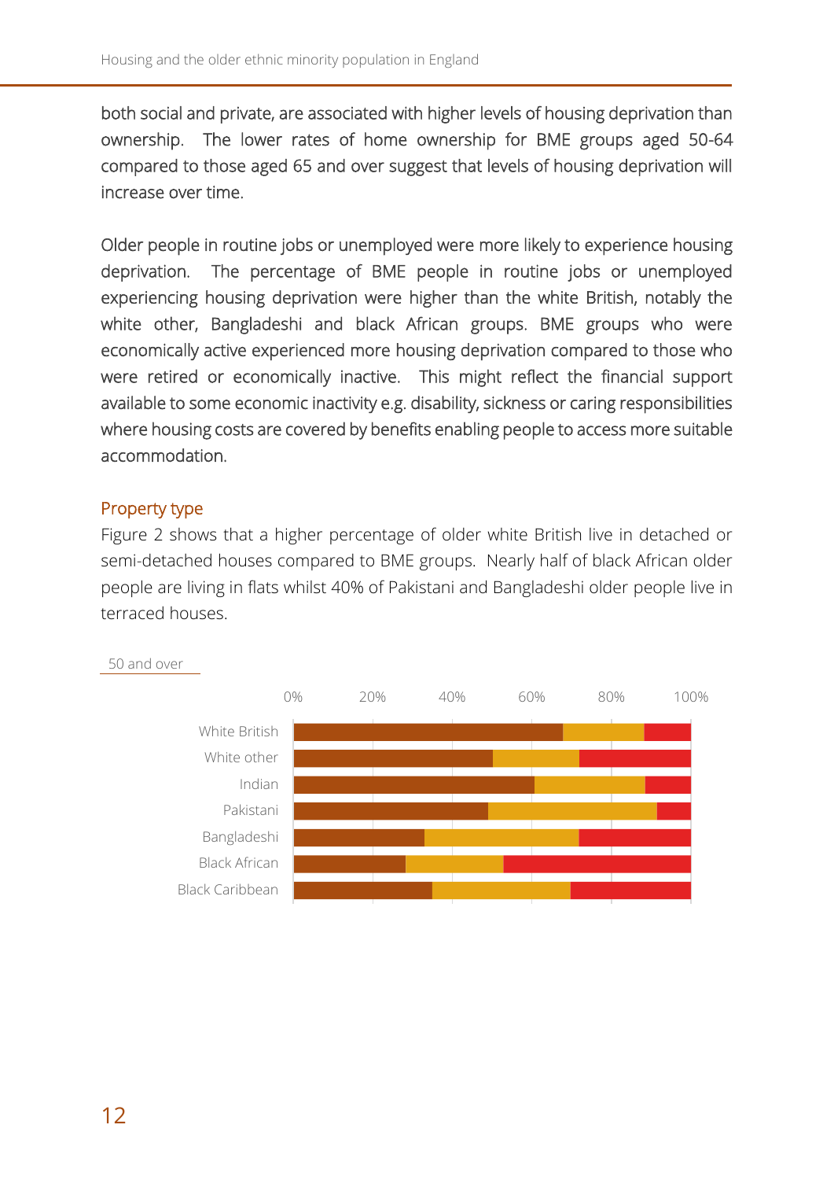both social and private, are associated with higher levels of housing deprivation than ownership. The lower rates of home ownership for BME groups aged 50-64 compared to those aged 65 and over suggest that levels of housing deprivation will increase over time.

Older people in routine jobs or unemployed were more likely to experience housing deprivation. The percentage of BME people in routine jobs or unemployed experiencing housing deprivation were higher than the white British, notably the white other, Bangladeshi and black African groups. BME groups who were economically active experienced more housing deprivation compared to those who were retired or economically inactive. This might reflect the financial support available to some economic inactivity e.g. disability, sickness or caring responsibilities where housing costs are covered by benefits enabling people to access more suitable accommodation.

## Property type

Figure 2 shows that a higher percentage of older white British live in detached or semi-detached houses compared to BME groups. Nearly half of black African older people are living in flats whilst 40% of Pakistani and Bangladeshi older people live in terraced houses.

50 and over

0% 20% 40% 60% 80% 100%

White British
White other
Indian
Pakistani
Bangladeshi
Black African
Black Caribbean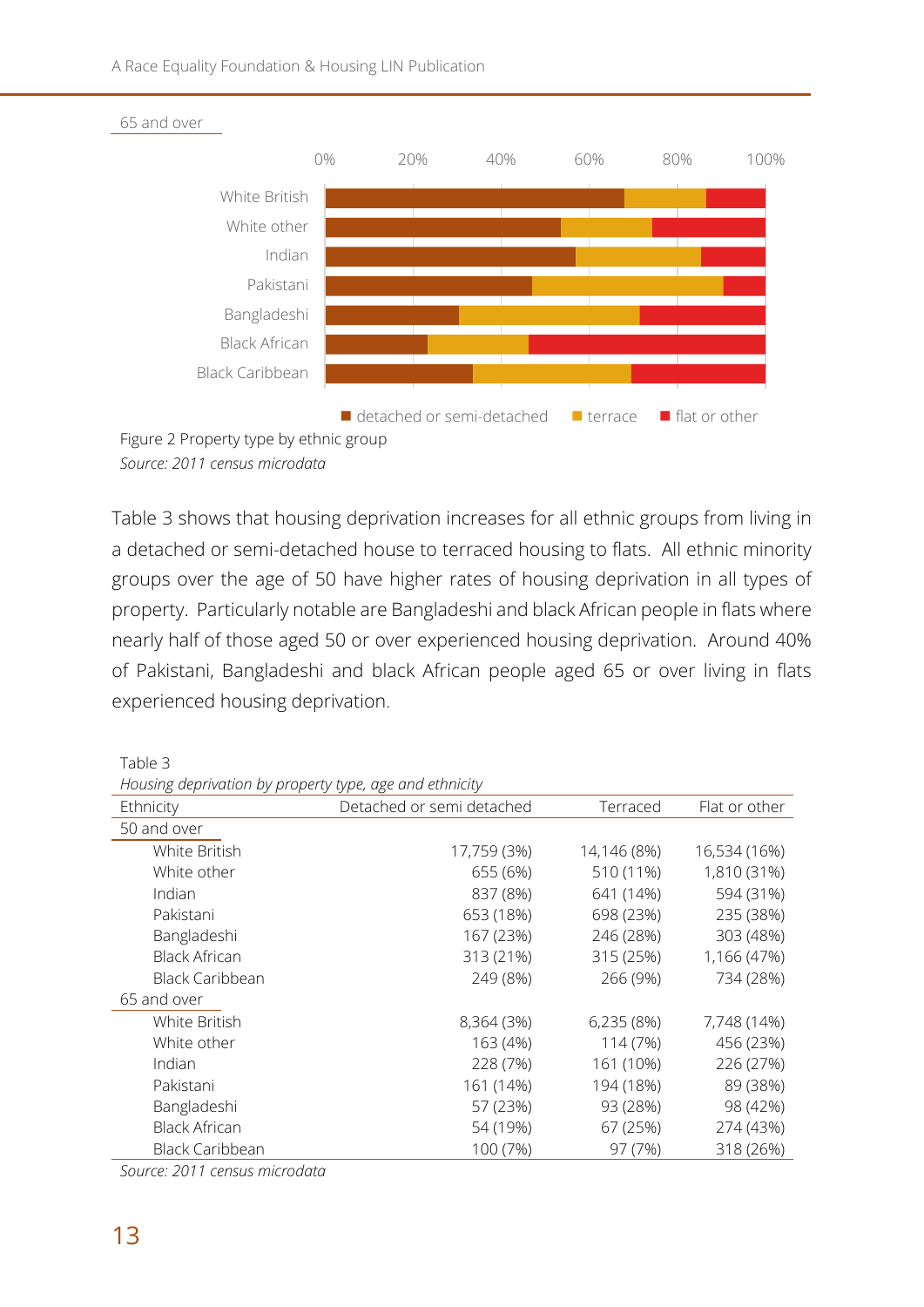65 and over

Figure 2 Property type by ethnic group

*Source: 2011 census microdata*

Table 3 shows that housing deprivation increases for all ethnic groups from living in a detached or semi-detached house to terraced housing to flats. All ethnic minority groups over the age of 50 have higher rates of housing deprivation in all types of property. Particularly notable are Bangladeshi and black African people in flats where nearly half of those aged 50 or over experienced housing deprivation. Around 40% of Pakistani, Bangladeshi and black African people aged 65 or over living in flats experienced housing deprivation.

Table 3

*Housing deprivation by property type, age and ethnicity*

| Ethnicity | Detached or semi detached | Terraced | Flat or other |
|---|---|---|---|
| 50 and over | | | |
| White British | 17,759 (3%) | 14,146 (8%) | 16,534 (16%) |
| White other | 655 (6%) | 510 (11%) | 1,810 (31%) |
| Indian | 837 (8%) | 641 (14%) | 594 (31%) |
| Pakistani | 653 (18%) | 698 (23%) | 235 (38%) |
| Bangladeshi | 167 (23%) | 246 (28%) | 303 (48%) |
| Black African | 313 (21%) | 315 (25%) | 1,166 (47%) |
| Black Caribbean | 249 (8%) | 266 (9%) | 734 (28%) |
| 65 and over | | | |
| White British | 8,364 (3%) | 6,235 (8%) | 7,748 (14%) |
| White other | 163 (4%) | 114 (7%) | 456 (23%) |
| Indian | 228 (7%) | 161 (10%) | 226 (27%) |
| Pakistani | 161 (14%) | 194 (18%) | 89 (38%) |
| Bangladeshi | 57 (23%) | 93 (28%) | 98 (42%) |
| Black African | 54 (19%) | 67 (25%) | 274 (43%) |
| Black Caribbean | 100 (7%) | 97 (7%) | 318 (26%) |

*Source: 2011 census microdata*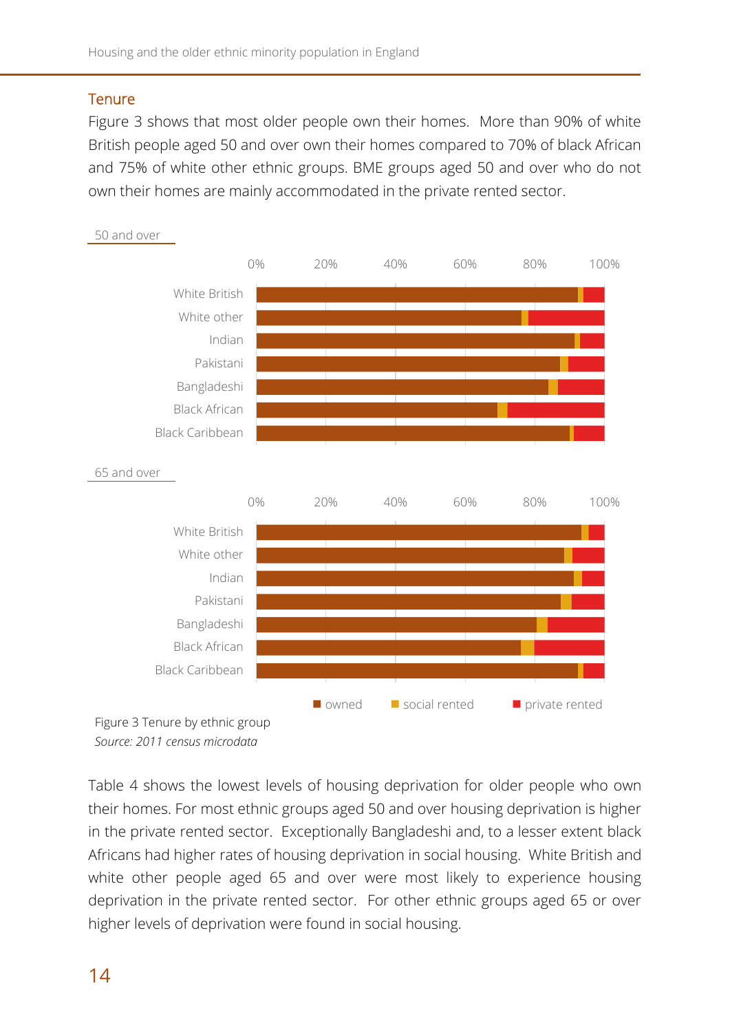## Tenure

Figure 3 shows that most older people own their homes. More than 90% of white British people aged 50 and over own their homes compared to 70% of black African and 75% of white other ethnic groups. BME groups aged 50 and over who do not own their homes are mainly accommodated in the private rented sector.

Figure 3 Tenure by ethnic group

*Source: 2011 census microdata*

Table 4 shows the lowest levels of housing deprivation for older people who own their homes. For most ethnic groups aged 50 and over housing deprivation is higher in the private rented sector. Exceptionally Bangladeshi and, to a lesser extent black Africans had higher rates of housing deprivation in social housing. White British and white other people aged 65 and over were most likely to experience housing deprivation in the private rented sector. For other ethnic groups aged 65 or over higher levels of deprivation were found in social housing.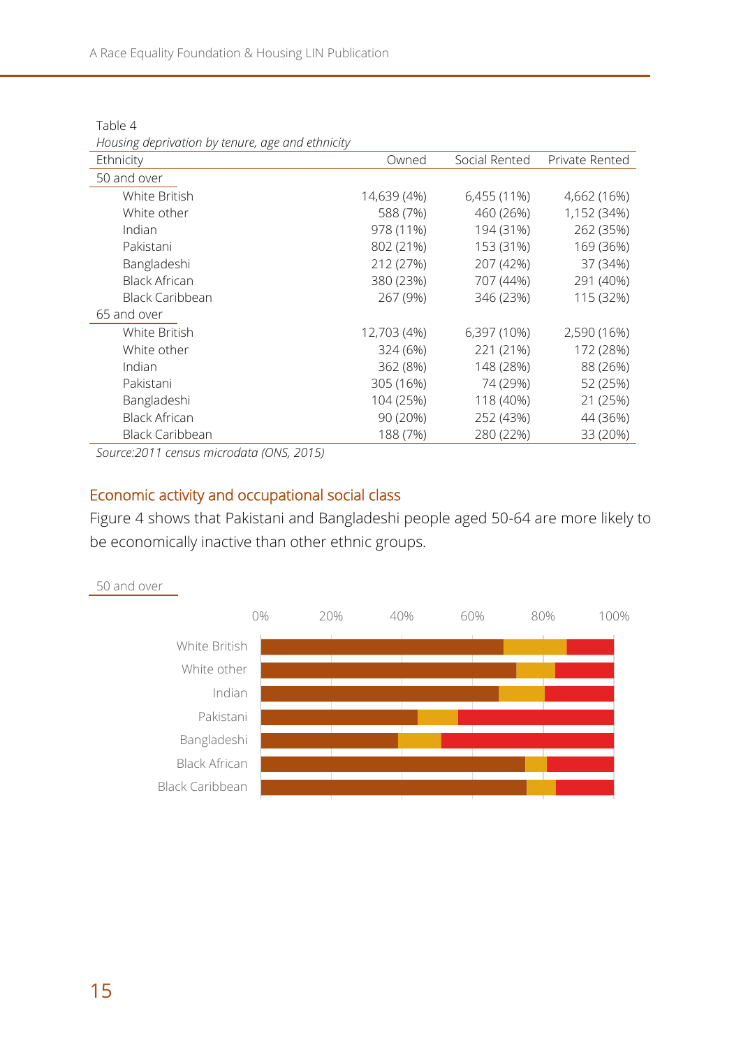Table 4

*Housing deprivation by tenure, age and ethnicity*

| Ethnicity | Owned | Social Rented | Private Rented |
|---|---|---|---|
| 50 and over | | | |
| White British | 14,639 (4%) | 6,455 (11%) | 4,662 (16%) |
| White other | 588 (7%) | 460 (26%) | 1,152 (34%) |
| Indian | 978 (11%) | 194 (31%) | 262 (35%) |
| Pakistani | 802 (21%) | 153 (31%) | 169 (36%) |
| Bangladeshi | 212 (27%) | 207 (42%) | 37 (34%) |
| Black African | 380 (23%) | 707 (44%) | 291 (40%) |
| Black Caribbean | 267 (9%) | 346 (23%) | 115 (32%) |
| 65 and over | | | |
| White British | 12,703 (4%) | 6,397 (10%) | 2,590 (16%) |
| White other | 324 (6%) | 221 (21%) | 172 (28%) |
| Indian | 362 (8%) | 148 (28%) | 88 (26%) |
| Pakistani | 305 (16%) | 74 (29%) | 52 (25%) |
| Bangladeshi | 104 (25%) | 118 (40%) | 21 (25%) |
| Black African | 90 (20%) | 252 (43%) | 44 (36%) |
| Black Caribbean | 188 (7%) | 280 (22%) | 33 (20%) |

*Source:2011 census microdata (ONS, 2015)*

## Economic activity and occupational social class

Figure 4 shows that Pakistani and Bangladeshi people aged 50-64 are more likely to be economically inactive than other ethnic groups.

50 and over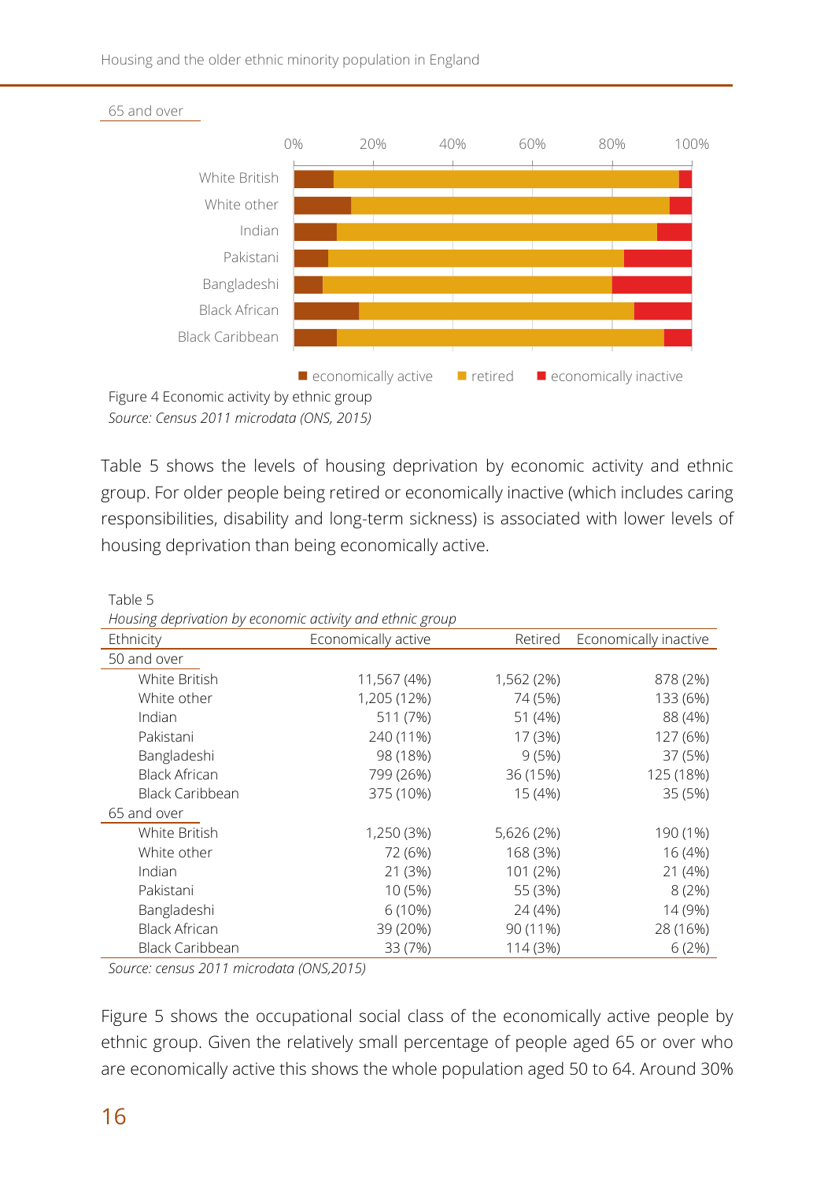65 and over

Figure 4 Economic activity by ethnic group

*Source: Census 2011 microdata (ONS, 2015)*

Table 5 shows the levels of housing deprivation by economic activity and ethnic group. For older people being retired or economically inactive (which includes caring responsibilities, disability and long-term sickness) is associated with lower levels of housing deprivation than being economically active.

Table 5

*Housing deprivation by economic activity and ethnic group*

| Ethnicity | Economically active | Retired | Economically inactive |
|---|---|---|---|
| 50 and over | | | |
| White British | 11,567 (4%) | 1,562 (2%) | 878 (2%) |
| White other | 1,205 (12%) | 74 (5%) | 133 (6%) |
| Indian | 511 (7%) | 51 (4%) | 88 (4%) |
| Pakistani | 240 (11%) | 17 (3%) | 127 (6%) |
| Bangladeshi | 98 (18%) | 9 (5%) | 37 (5%) |
| Black African | 799 (26%) | 36 (15%) | 125 (18%) |
| Black Caribbean | 375 (10%) | 15 (4%) | 35 (5%) |
| 65 and over | | | |
| White British | 1,250 (3%) | 5,626 (2%) | 190 (1%) |
| White other | 72 (6%) | 168 (3%) | 16 (4%) |
| Indian | 21 (3%) | 101 (2%) | 21 (4%) |
| Pakistani | 10 (5%) | 55 (3%) | 8 (2%) |
| Bangladeshi | 6 (10%) | 24 (4%) | 14 (9%) |
| Black African | 39 (20%) | 90 (11%) | 28 (16%) |
| Black Caribbean | 33 (7%) | 114 (3%) | 6 (2%) |

*Source: census 2011 microdata (ONS,2015)*

Figure 5 shows the occupational social class of the economically active people by ethnic group. Given the relatively small percentage of people aged 65 or over who are economically active this shows the whole population aged 50 to 64. Around 30%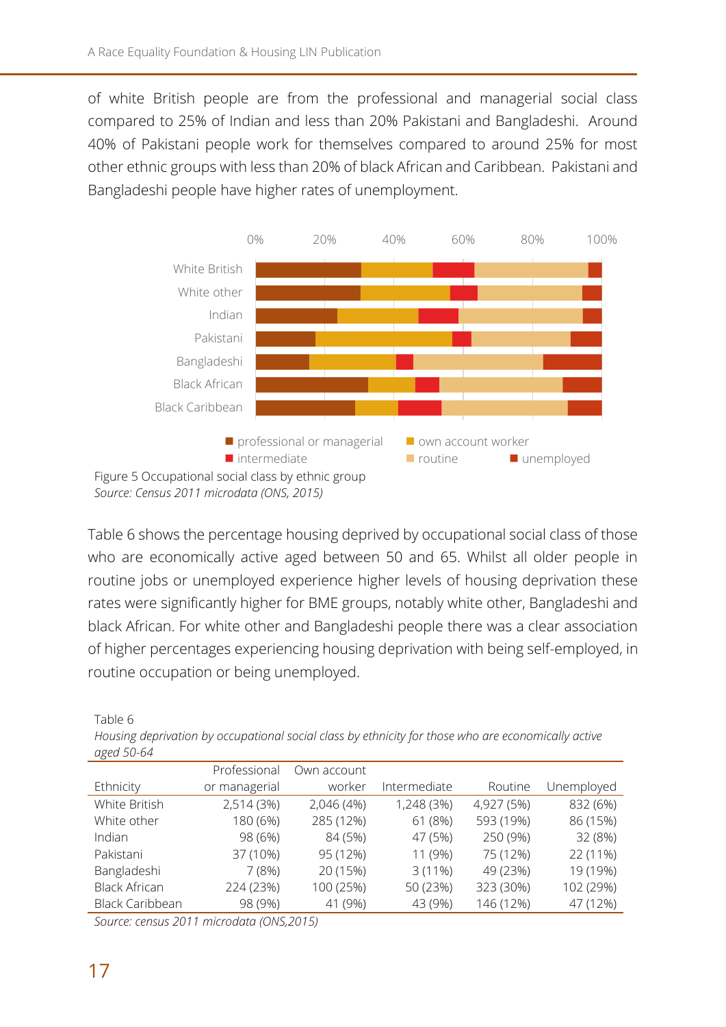of white British people are from the professional and managerial social class compared to 25% of Indian and less than 20% Pakistani and Bangladeshi. Around 40% of Pakistani people work for themselves compared to around 25% for most other ethnic groups with less than 20% of black African and Caribbean. Pakistani and Bangladeshi people have higher rates of unemployment.

Figure 5 Occupational social class by ethnic group
*Source: Census 2011 microdata (ONS, 2015)*

Table 6 shows the percentage housing deprived by occupational social class of those who are economically active aged between 50 and 65. Whilst all older people in routine jobs or unemployed experience higher levels of housing deprivation these rates were significantly higher for BME groups, notably white other, Bangladeshi and black African. For white other and Bangladeshi people there was a clear association of higher percentages experiencing housing deprivation with being self-employed, in routine occupation or being unemployed.

Table 6
*Housing deprivation by occupational social class by ethnicity for those who are economically active aged 50-64*

| Ethnicity | Professional or managerial | Own account worker | Intermediate | Routine | Unemployed |
|---|---|---|---|---|---|
| White British | 2,514 (3%) | 2,046 (4%) | 1,248 (3%) | 4,927 (5%) | 832 (6%) |
| White other | 180 (6%) | 285 (12%) | 61 (8%) | 593 (19%) | 86 (15%) |
| Indian | 98 (6%) | 84 (5%) | 47 (5%) | 250 (9%) | 32 (8%) |
| Pakistani | 37 (10%) | 95 (12%) | 11 (9%) | 75 (12%) | 22 (11%) |
| Bangladeshi | 7 (8%) | 20 (15%) | 3 (11%) | 49 (23%) | 19 (19%) |
| Black African | 224 (23%) | 100 (25%) | 50 (23%) | 323 (30%) | 102 (29%) |
| Black Caribbean | 98 (9%) | 41 (9%) | 43 (9%) | 146 (12%) | 47 (12%) |

*Source: census 2011 microdata (ONS,2015)*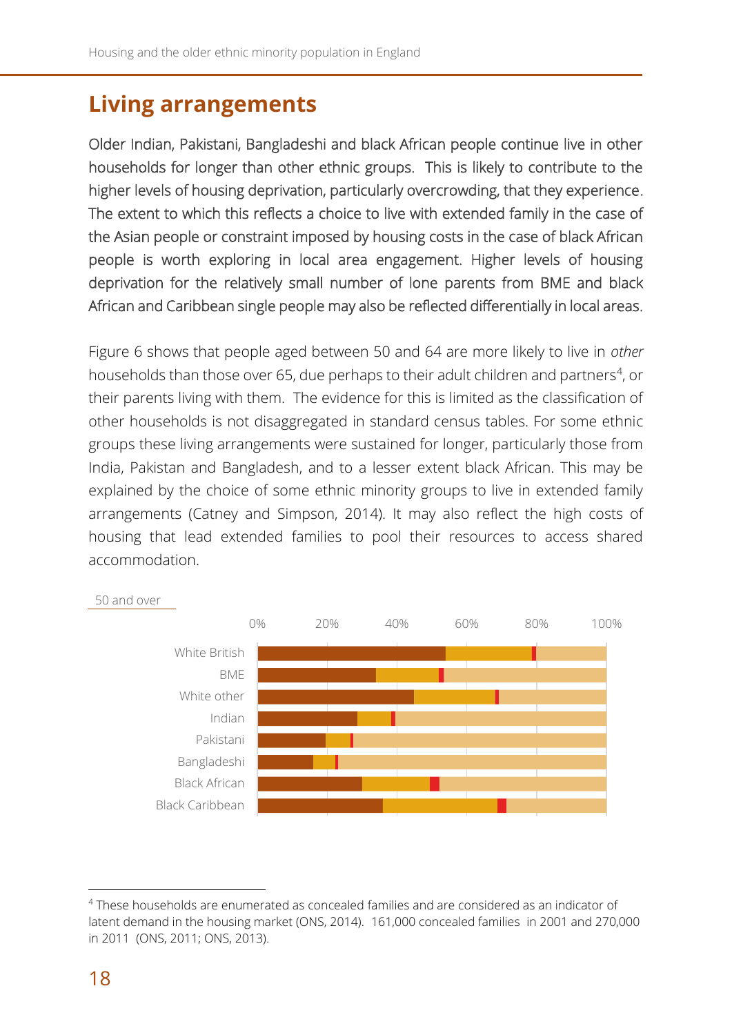## Living arrangements

Older Indian, Pakistani, Bangladeshi and black African people continue live in other households for longer than other ethnic groups. This is likely to contribute to the higher levels of housing deprivation, particularly overcrowding, that they experience. The extent to which this reflects a choice to live with extended family in the case of the Asian people or constraint imposed by housing costs in the case of black African people is worth exploring in local area engagement. Higher levels of housing deprivation for the relatively small number of lone parents from BME and black African and Caribbean single people may also be reflected differentially in local areas.

Figure 6 shows that people aged between 50 and 64 are more likely to live in *other* households than those over 65, due perhaps to their adult children and partners[4], or their parents living with them. The evidence for this is limited as the classification of other households is not disaggregated in standard census tables. For some ethnic groups these living arrangements were sustained for longer, particularly those from India, Pakistan and Bangladesh, and to a lesser extent black African. This may be explained by the choice of some ethnic minority groups to live in extended family arrangements (Catney and Simpson, 2014). It may also reflect the high costs of housing that lead extended families to pool their resources to access shared accommodation.

50 and over

| | 0% | 20% | 40% | 60% | 80% | 100% |
|---|---|---|---|---|---|---|
| White British | | | | | | |
| BME | | | | | | |
| White other | | | | | | |
| Indian | | | | | | |
| Pakistani | | | | | | |
| Bangladeshi | | | | | | |
| Black African | | | | | | |
| Black Caribbean | | | | | | |

[4] These households are enumerated as concealed families and are considered as an indicator of latent demand in the housing market (ONS, 2014). 161,000 concealed families in 2001 and 270,000 in 2011 (ONS, 2011; ONS, 2013).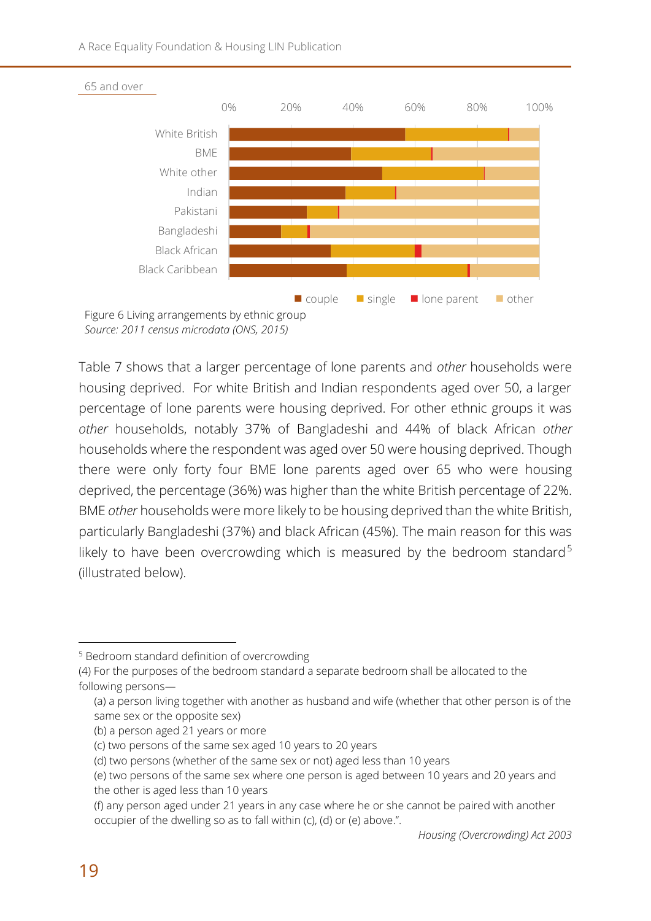65 and over

Figure 6 Living arrangements by ethnic group
*Source: 2011 census microdata (ONS, 2015)*

Table 7 shows that a larger percentage of lone parents and *other* households were housing deprived. For white British and Indian respondents aged over 50, a larger percentage of lone parents were housing deprived. For other ethnic groups it was *other* households, notably 37% of Bangladeshi and 44% of black African *other* households where the respondent was aged over 50 were housing deprived. Though there were only forty four BME lone parents aged over 65 who were housing deprived, the percentage (36%) was higher than the white British percentage of 22%. BME *other* households were more likely to be housing deprived than the white British, particularly Bangladeshi (37%) and black African (45%). The main reason for this was likely to have been overcrowding which is measured by the bedroom standard[5] (illustrated below).

---

[5] Bedroom standard definition of overcrowding
(4) For the purposes of the bedroom standard a separate bedroom shall be allocated to the following persons—

(a) a person living together with another as husband and wife (whether that other person is of the same sex or the opposite sex)
(b) a person aged 21 years or more
(c) two persons of the same sex aged 10 years to 20 years
(d) two persons (whether of the same sex or not) aged less than 10 years
(e) two persons of the same sex where one person is aged between 10 years and 20 years and the other is aged less than 10 years
(f) any person aged under 21 years in any case where he or she cannot be paired with another occupier of the dwelling so as to fall within (c), (d) or (e) above.".

*Housing (Overcrowding) Act 2003*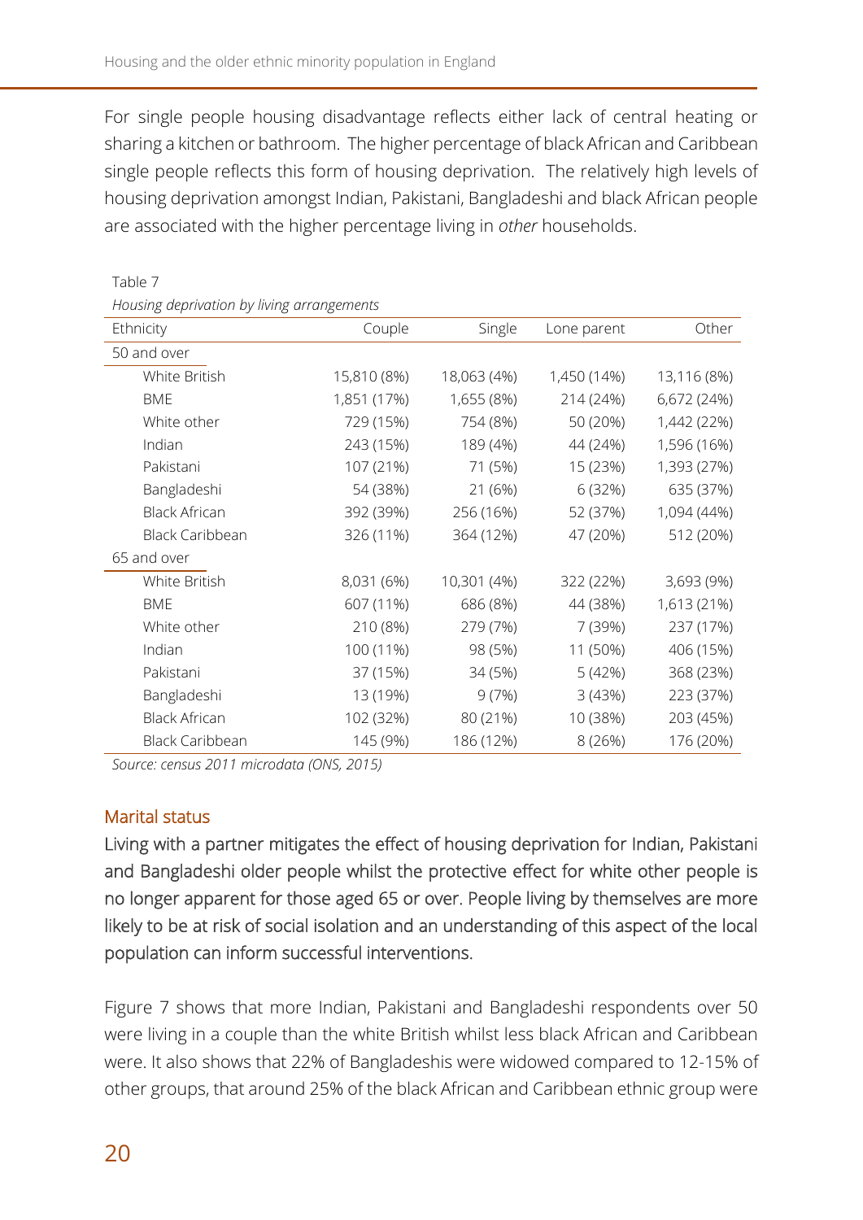For single people housing disadvantage reflects either lack of central heating or sharing a kitchen or bathroom. The higher percentage of black African and Caribbean single people reflects this form of housing deprivation. The relatively high levels of housing deprivation amongst Indian, Pakistani, Bangladeshi and black African people are associated with the higher percentage living in *other* households.

Table 7

*Housing deprivation by living arrangements*

| Ethnicity | Couple | Single | Lone parent | Other |
|---|---|---|---|---|
| 50 and over | | | | |
| White British | 15,810 (8%) | 18,063 (4%) | 1,450 (14%) | 13,116 (8%) |
| BME | 1,851 (17%) | 1,655 (8%) | 214 (24%) | 6,672 (24%) |
| White other | 729 (15%) | 754 (8%) | 50 (20%) | 1,442 (22%) |
| Indian | 243 (15%) | 189 (4%) | 44 (24%) | 1,596 (16%) |
| Pakistani | 107 (21%) | 71 (5%) | 15 (23%) | 1,393 (27%) |
| Bangladeshi | 54 (38%) | 21 (6%) | 6 (32%) | 635 (37%) |
| Black African | 392 (39%) | 256 (16%) | 52 (37%) | 1,094 (44%) |
| Black Caribbean | 326 (11%) | 364 (12%) | 47 (20%) | 512 (20%) |
| 65 and over | | | | |
| White British | 8,031 (6%) | 10,301 (4%) | 322 (22%) | 3,693 (9%) |
| BME | 607 (11%) | 686 (8%) | 44 (38%) | 1,613 (21%) |
| White other | 210 (8%) | 279 (7%) | 7 (39%) | 237 (17%) |
| Indian | 100 (11%) | 98 (5%) | 11 (50%) | 406 (15%) |
| Pakistani | 37 (15%) | 34 (5%) | 5 (42%) | 368 (23%) |
| Bangladeshi | 13 (19%) | 9 (7%) | 3 (43%) | 223 (37%) |
| Black African | 102 (32%) | 80 (21%) | 10 (38%) | 203 (45%) |
| Black Caribbean | 145 (9%) | 186 (12%) | 8 (26%) | 176 (20%) |

*Source: census 2011 microdata (ONS, 2015)*

## Marital status

Living with a partner mitigates the effect of housing deprivation for Indian, Pakistani and Bangladeshi older people whilst the protective effect for white other people is no longer apparent for those aged 65 or over. People living by themselves are more likely to be at risk of social isolation and an understanding of this aspect of the local population can inform successful interventions.

Figure 7 shows that more Indian, Pakistani and Bangladeshi respondents over 50 were living in a couple than the white British whilst less black African and Caribbean were. It also shows that 22% of Bangladeshis were widowed compared to 12-15% of other groups, that around 25% of the black African and Caribbean ethnic group were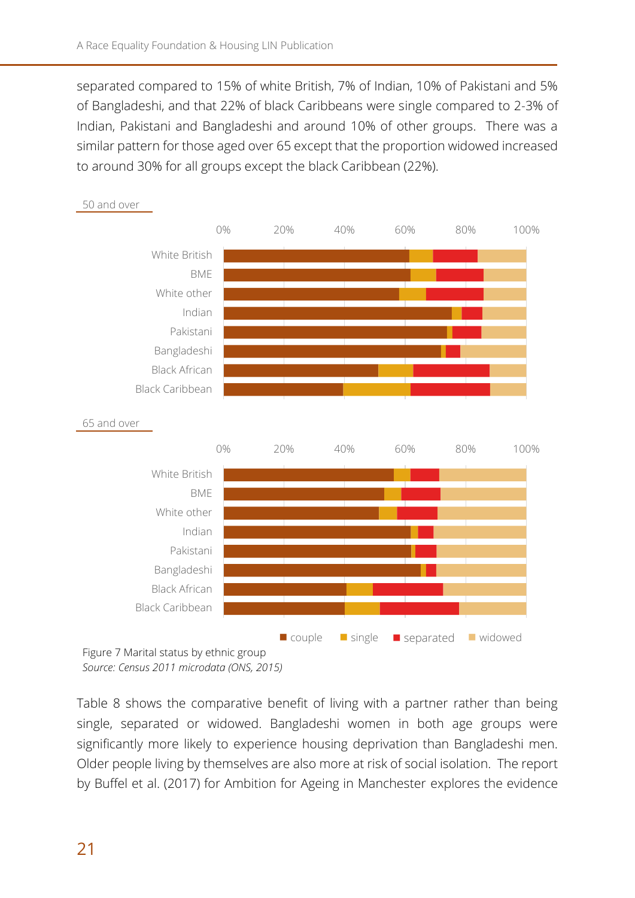separated compared to 15% of white British, 7% of Indian, 10% of Pakistani and 5% of Bangladeshi, and that 22% of black Caribbeans were single compared to 2-3% of Indian, Pakistani and Bangladeshi and around 10% of other groups. There was a similar pattern for those aged over 65 except that the proportion widowed increased to around 30% for all groups except the black Caribbean (22%).

Figure 7 Marital status by ethnic group
*Source: Census 2011 microdata (ONS, 2015)*

Table 8 shows the comparative benefit of living with a partner rather than being single, separated or widowed. Bangladeshi women in both age groups were significantly more likely to experience housing deprivation than Bangladeshi men. Older people living by themselves are also more at risk of social isolation. The report by Buffel et al. (2017) for Ambition for Ageing in Manchester explores the evidence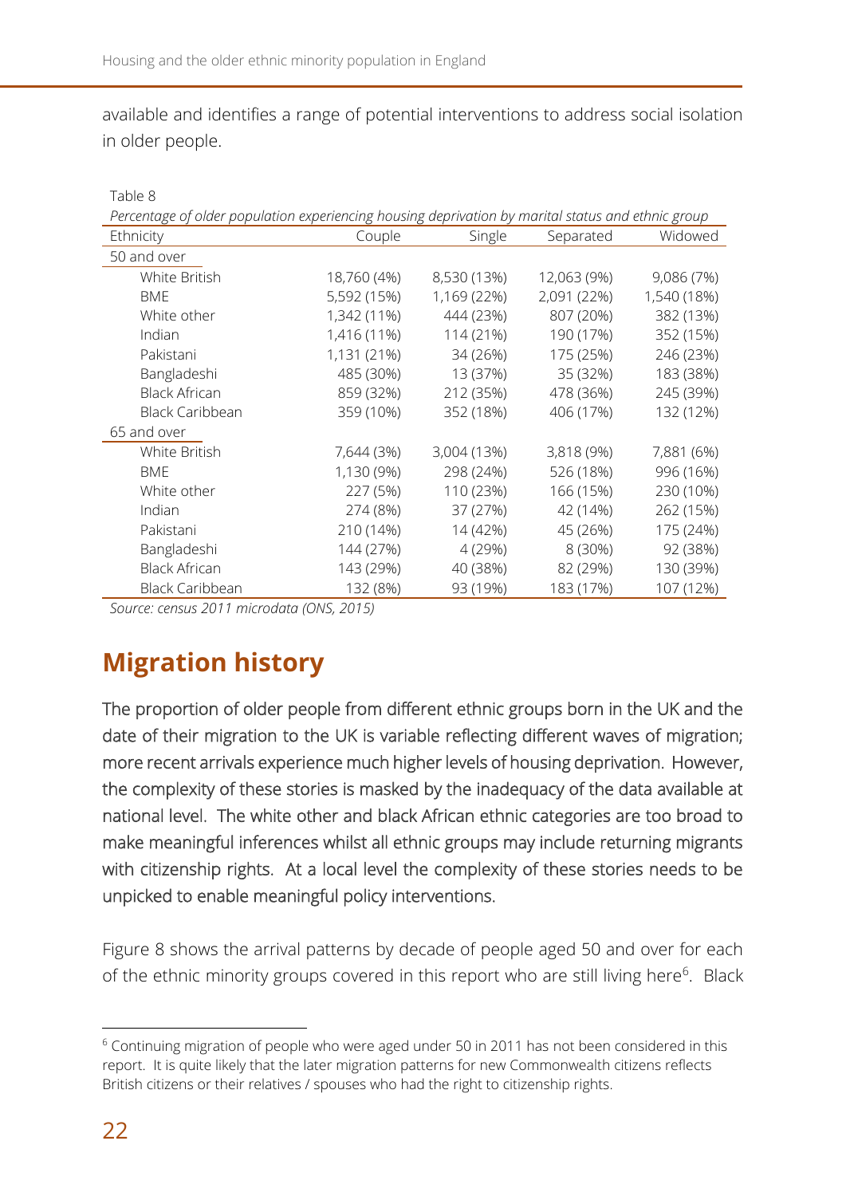available and identifies a range of potential interventions to address social isolation in older people.

Table 8

*Percentage of older population experiencing housing deprivation by marital status and ethnic group*

| Ethnicity | Couple | Single | Separated | Widowed |
|---|---|---|---|---|
| 50 and over | | | | |
| White British | 18,760 (4%) | 8,530 (13%) | 12,063 (9%) | 9,086 (7%) |
| BME | 5,592 (15%) | 1,169 (22%) | 2,091 (22%) | 1,540 (18%) |
| White other | 1,342 (11%) | 444 (23%) | 807 (20%) | 382 (13%) |
| Indian | 1,416 (11%) | 114 (21%) | 190 (17%) | 352 (15%) |
| Pakistani | 1,131 (21%) | 34 (26%) | 175 (25%) | 246 (23%) |
| Bangladeshi | 485 (30%) | 13 (37%) | 35 (32%) | 183 (38%) |
| Black African | 859 (32%) | 212 (35%) | 478 (36%) | 245 (39%) |
| Black Caribbean | 359 (10%) | 352 (18%) | 406 (17%) | 132 (12%) |
| 65 and over | | | | |
| White British | 7,644 (3%) | 3,004 (13%) | 3,818 (9%) | 7,881 (6%) |
| BME | 1,130 (9%) | 298 (24%) | 526 (18%) | 996 (16%) |
| White other | 227 (5%) | 110 (23%) | 166 (15%) | 230 (10%) |
| Indian | 274 (8%) | 37 (27%) | 42 (14%) | 262 (15%) |
| Pakistani | 210 (14%) | 14 (42%) | 45 (26%) | 175 (24%) |
| Bangladeshi | 144 (27%) | 4 (29%) | 8 (30%) | 92 (38%) |
| Black African | 143 (29%) | 40 (38%) | 82 (29%) | 130 (39%) |
| Black Caribbean | 132 (8%) | 93 (19%) | 183 (17%) | 107 (12%) |

*Source: census 2011 microdata (ONS, 2015)*

## Migration history

The proportion of older people from different ethnic groups born in the UK and the date of their migration to the UK is variable reflecting different waves of migration; more recent arrivals experience much higher levels of housing deprivation. However, the complexity of these stories is masked by the inadequacy of the data available at national level. The white other and black African ethnic categories are too broad to make meaningful inferences whilst all ethnic groups may include returning migrants with citizenship rights. At a local level the complexity of these stories needs to be unpicked to enable meaningful policy interventions.

Figure 8 shows the arrival patterns by decade of people aged 50 and over for each of the ethnic minority groups covered in this report who are still living here[6]. Black

[6] Continuing migration of people who were aged under 50 in 2011 has not been considered in this report. It is quite likely that the later migration patterns for new Commonwealth citizens reflects British citizens or their relatives / spouses who had the right to citizenship rights.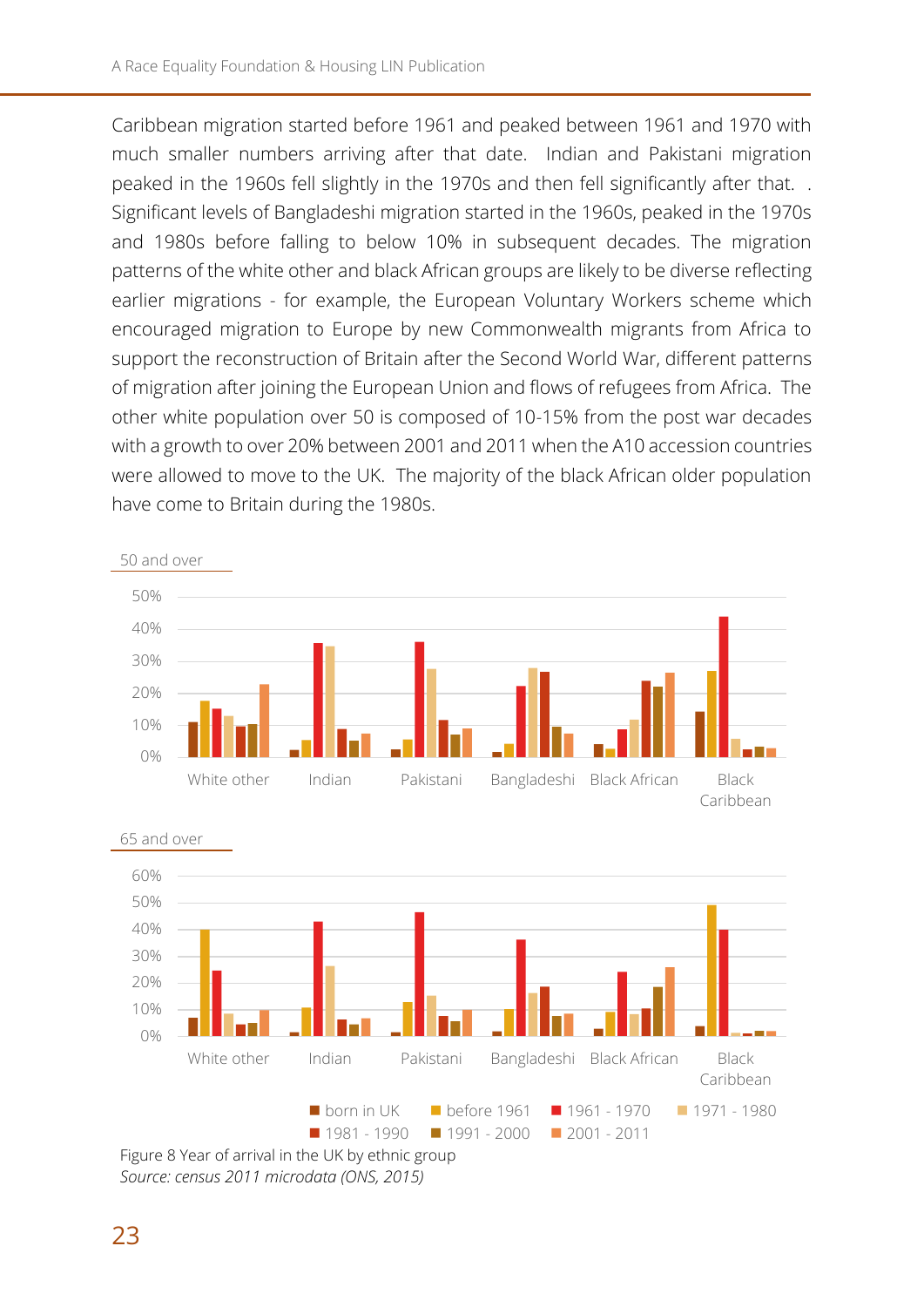Caribbean migration started before 1961 and peaked between 1961 and 1970 with much smaller numbers arriving after that date. Indian and Pakistani migration peaked in the 1960s fell slightly in the 1970s and then fell significantly after that. . Significant levels of Bangladeshi migration started in the 1960s, peaked in the 1970s and 1980s before falling to below 10% in subsequent decades. The migration patterns of the white other and black African groups are likely to be diverse reflecting earlier migrations - for example, the European Voluntary Workers scheme which encouraged migration to Europe by new Commonwealth migrants from Africa to support the reconstruction of Britain after the Second World War, different patterns of migration after joining the European Union and flows of refugees from Africa. The other white population over 50 is composed of 10-15% from the post war decades with a growth to over 20% between 2001 and 2011 when the A10 accession countries were allowed to move to the UK. The majority of the black African older population have come to Britain during the 1980s.

50 and over

65 and over

Legend: born in UK; before 1961; 1961 - 1970; 1971 - 1980; 1981 - 1990; 1991 - 2000; 2001 - 2011

Figure 8 Year of arrival in the UK by ethnic group
*Source: census 2011 microdata (ONS, 2015)*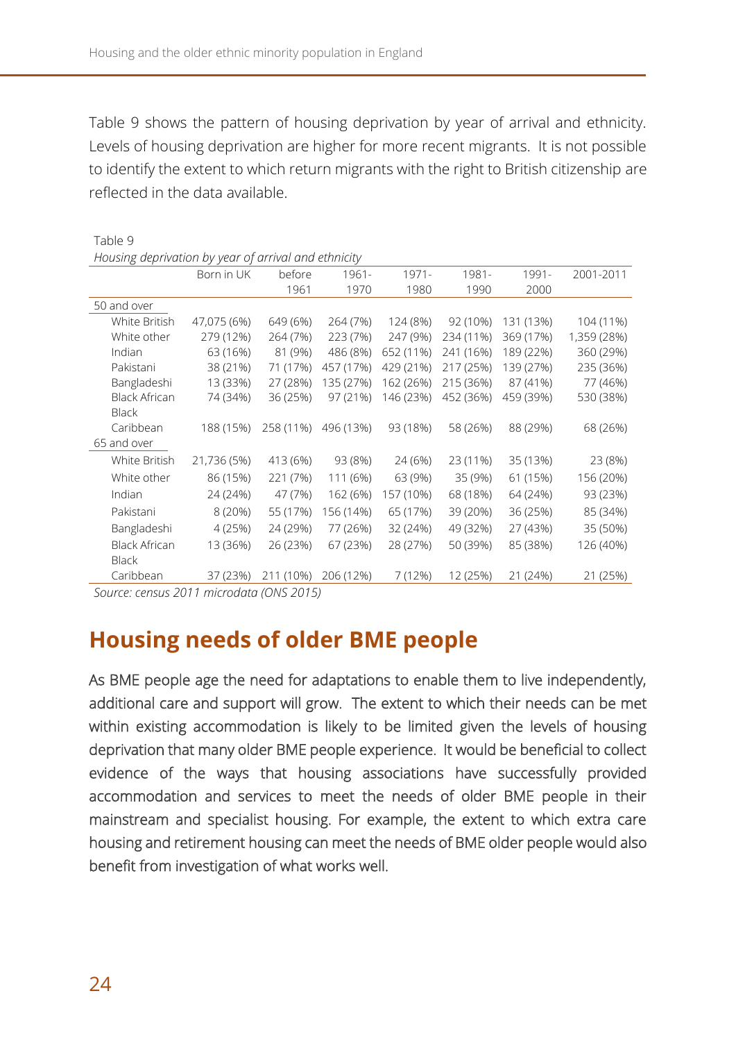Table 9 shows the pattern of housing deprivation by year of arrival and ethnicity. Levels of housing deprivation are higher for more recent migrants. It is not possible to identify the extent to which return migrants with the right to British citizenship are reflected in the data available.

Table 9

*Housing deprivation by year of arrival and ethnicity*

| | Born in UK | before 1961 | 1961-1970 | 1971-1980 | 1981-1990 | 1991-2000 | 2001-2011 |
|---|---|---|---|---|---|---|---|
| 50 and over | | | | | | | |
| White British | 47,075 (6%) | 649 (6%) | 264 (7%) | 124 (8%) | 92 (10%) | 131 (13%) | 104 (11%) |
| White other | 279 (12%) | 264 (7%) | 223 (7%) | 247 (9%) | 234 (11%) | 369 (17%) | 1,359 (28%) |
| Indian | 63 (16%) | 81 (9%) | 486 (8%) | 652 (11%) | 241 (16%) | 189 (22%) | 360 (29%) |
| Pakistani | 38 (21%) | 71 (17%) | 457 (17%) | 429 (21%) | 217 (25%) | 139 (27%) | 235 (36%) |
| Bangladeshi | 13 (33%) | 27 (28%) | 135 (27%) | 162 (26%) | 215 (36%) | 87 (41%) | 77 (46%) |
| Black African | 74 (34%) | 36 (25%) | 97 (21%) | 146 (23%) | 452 (36%) | 459 (39%) | 530 (38%) |
| Black Caribbean | 188 (15%) | 258 (11%) | 496 (13%) | 93 (18%) | 58 (26%) | 88 (29%) | 68 (26%) |
| 65 and over | | | | | | | |
| White British | 21,736 (5%) | 413 (6%) | 93 (8%) | 24 (6%) | 23 (11%) | 35 (13%) | 23 (8%) |
| White other | 86 (15%) | 221 (7%) | 111 (6%) | 63 (9%) | 35 (9%) | 61 (15%) | 156 (20%) |
| Indian | 24 (24%) | 47 (7%) | 162 (6%) | 157 (10%) | 68 (18%) | 64 (24%) | 93 (23%) |
| Pakistani | 8 (20%) | 55 (17%) | 156 (14%) | 65 (17%) | 39 (20%) | 36 (25%) | 85 (34%) |
| Bangladeshi | 4 (25%) | 24 (29%) | 77 (26%) | 32 (24%) | 49 (32%) | 27 (43%) | 35 (50%) |
| Black African | 13 (36%) | 26 (23%) | 67 (23%) | 28 (27%) | 50 (39%) | 85 (38%) | 126 (40%) |
| Black Caribbean | 37 (23%) | 211 (10%) | 206 (12%) | 7 (12%) | 12 (25%) | 21 (24%) | 21 (25%) |

*Source: census 2011 microdata (ONS 2015)*

## Housing needs of older BME people

As BME people age the need for adaptations to enable them to live independently, additional care and support will grow. The extent to which their needs can be met within existing accommodation is likely to be limited given the levels of housing deprivation that many older BME people experience. It would be beneficial to collect evidence of the ways that housing associations have successfully provided accommodation and services to meet the needs of older BME people in their mainstream and specialist housing. For example, the extent to which extra care housing and retirement housing can meet the needs of BME older people would also benefit from investigation of what works well.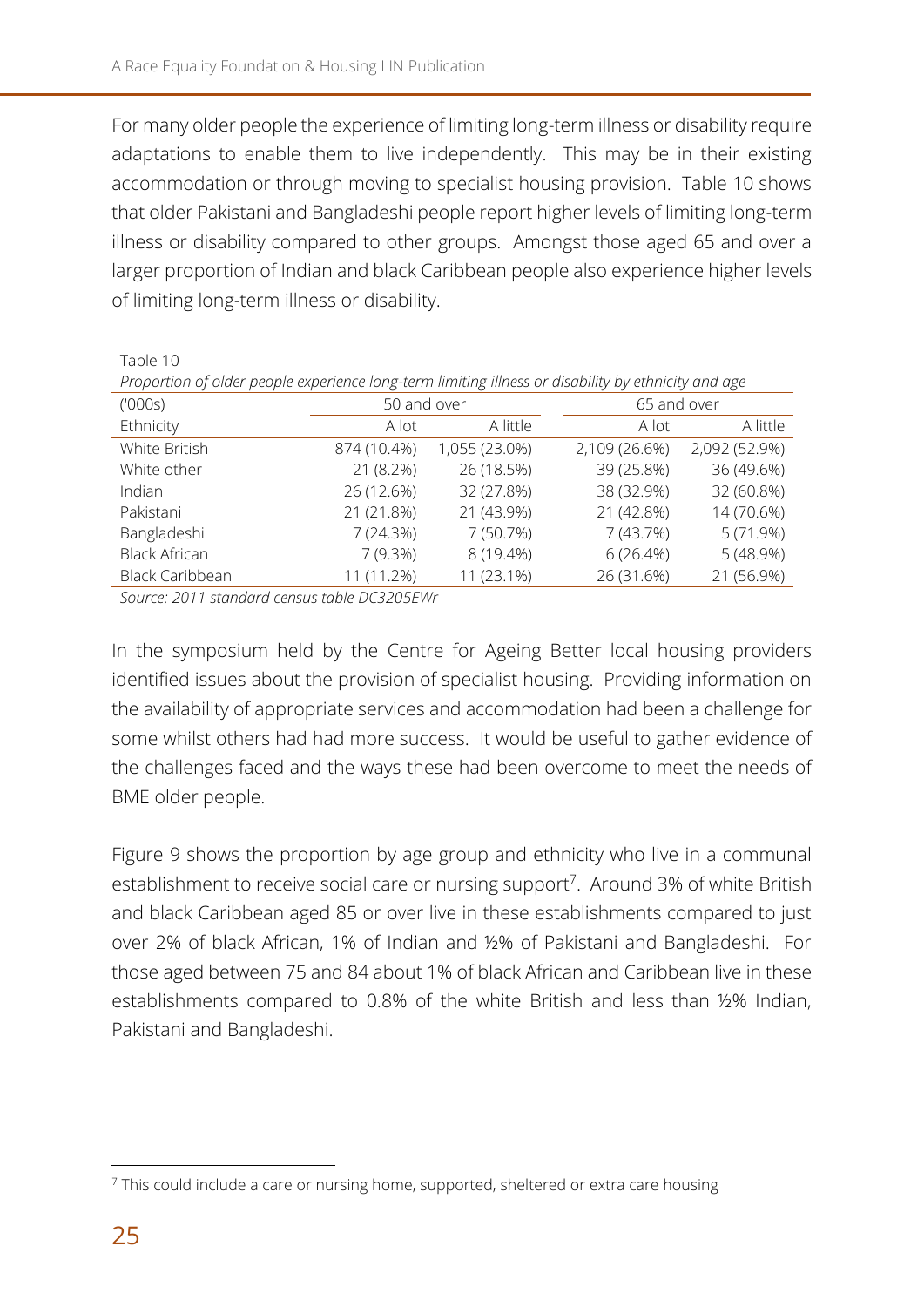For many older people the experience of limiting long-term illness or disability require adaptations to enable them to live independently. This may be in their existing accommodation or through moving to specialist housing provision. Table 10 shows that older Pakistani and Bangladeshi people report higher levels of limiting long-term illness or disability compared to other groups. Amongst those aged 65 and over a larger proportion of Indian and black Caribbean people also experience higher levels of limiting long-term illness or disability.

Table 10

*Proportion of older people experience long-term limiting illness or disability by ethnicity and age*

| ('000s) | 50 and over | | 65 and over | |
|---|---|---|---|---|
| Ethnicity | A lot | A little | A lot | A little |
| White British | 874 (10.4%) | 1,055 (23.0%) | 2,109 (26.6%) | 2,092 (52.9%) |
| White other | 21 (8.2%) | 26 (18.5%) | 39 (25.8%) | 36 (49.6%) |
| Indian | 26 (12.6%) | 32 (27.8%) | 38 (32.9%) | 32 (60.8%) |
| Pakistani | 21 (21.8%) | 21 (43.9%) | 21 (42.8%) | 14 (70.6%) |
| Bangladeshi | 7 (24.3%) | 7 (50.7%) | 7 (43.7%) | 5 (71.9%) |
| Black African | 7 (9.3%) | 8 (19.4%) | 6 (26.4%) | 5 (48.9%) |
| Black Caribbean | 11 (11.2%) | 11 (23.1%) | 26 (31.6%) | 21 (56.9%) |

*Source: 2011 standard census table DC3205EWr*

In the symposium held by the Centre for Ageing Better local housing providers identified issues about the provision of specialist housing. Providing information on the availability of appropriate services and accommodation had been a challenge for some whilst others had had more success. It would be useful to gather evidence of the challenges faced and the ways these had been overcome to meet the needs of BME older people.

Figure 9 shows the proportion by age group and ethnicity who live in a communal establishment to receive social care or nursing support[7]. Around 3% of white British and black Caribbean aged 85 or over live in these establishments compared to just over 2% of black African, 1% of Indian and ½% of Pakistani and Bangladeshi. For those aged between 75 and 84 about 1% of black African and Caribbean live in these establishments compared to 0.8% of the white British and less than ½% Indian, Pakistani and Bangladeshi.

---

[7] This could include a care or nursing home, supported, sheltered or extra care housing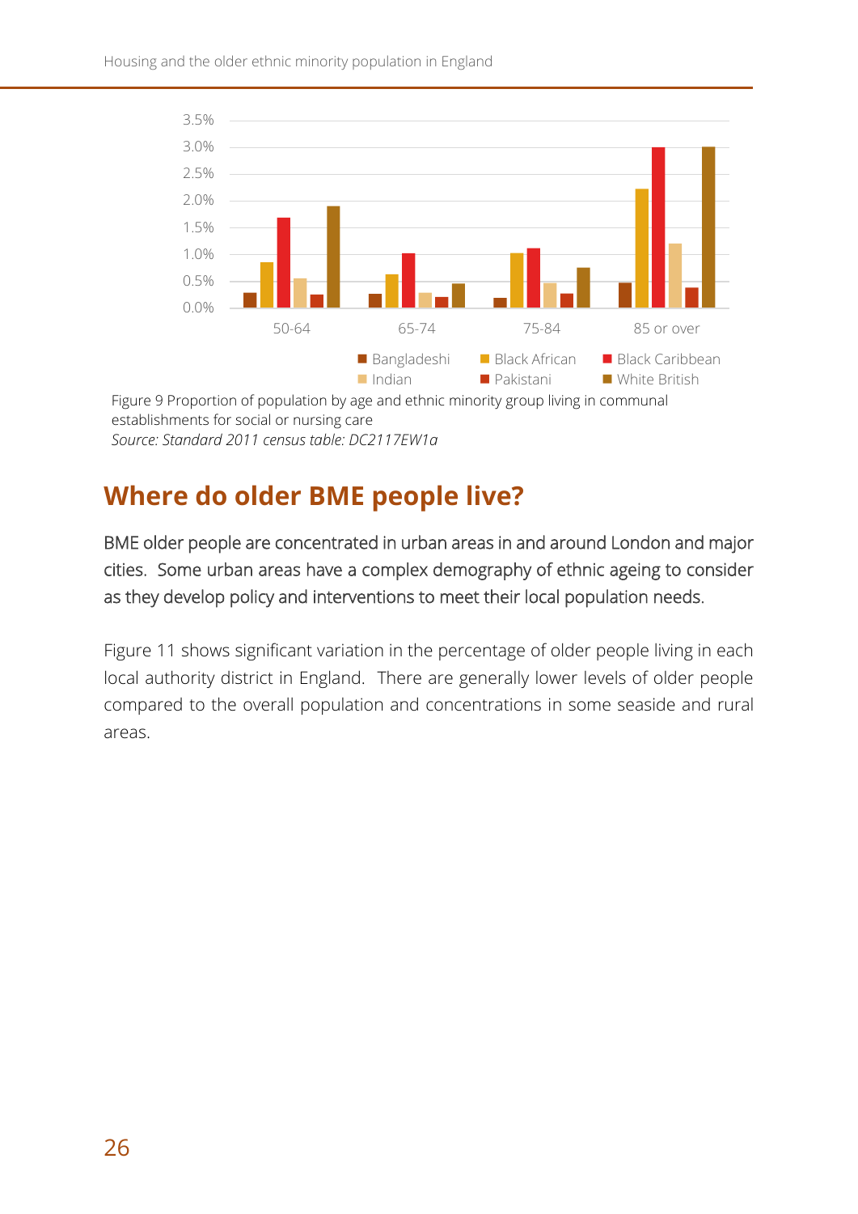Figure 9 Proportion of population by age and ethnic minority group living in communal establishments for social or nursing care

*Source: Standard 2011 census table: DC2117EW1a*

## Where do older BME people live?

BME older people are concentrated in urban areas in and around London and major cities. Some urban areas have a complex demography of ethnic ageing to consider as they develop policy and interventions to meet their local population needs.

Figure 11 shows significant variation in the percentage of older people living in each local authority district in England. There are generally lower levels of older people compared to the overall population and concentrations in some seaside and rural areas.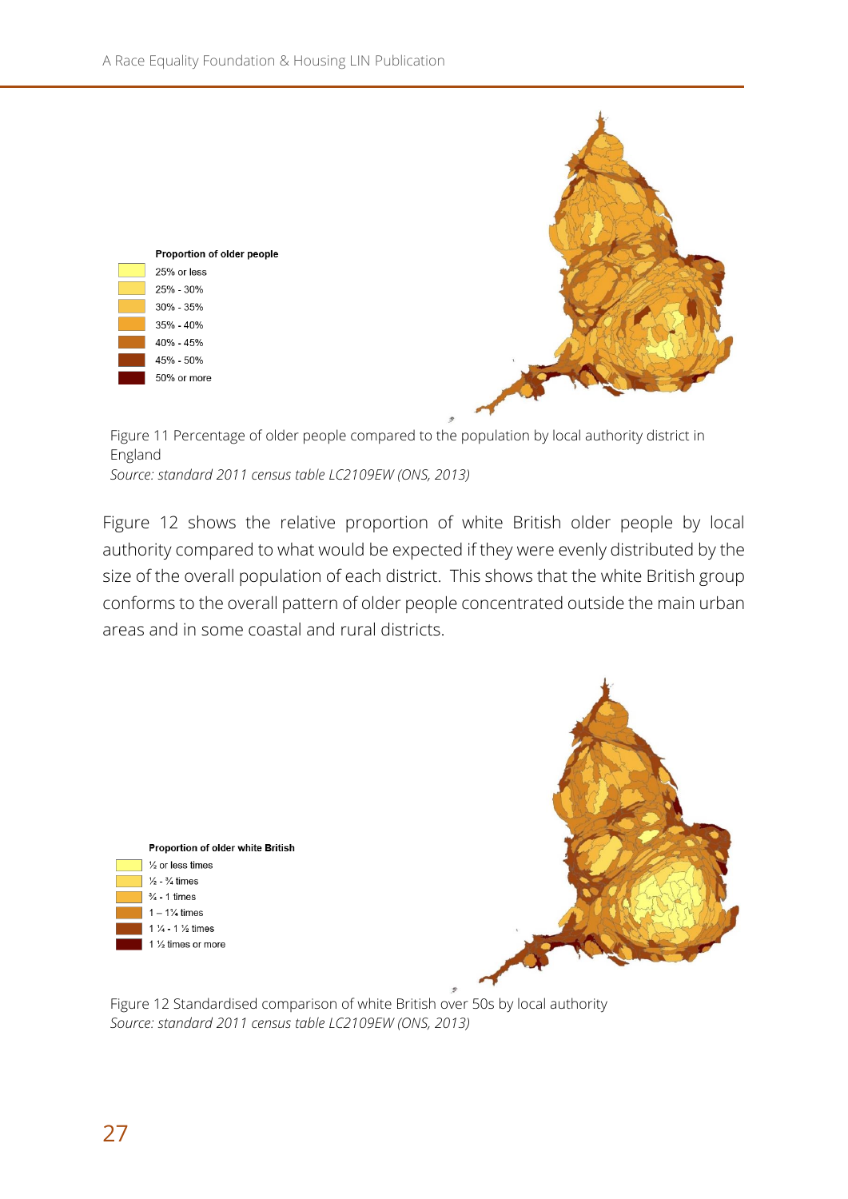**Proportion of older people**

- 25% or less
- 25% - 30%
- 30% - 35%
- 35% - 40%
- 40% - 45%
- 45% - 50%
- 50% or more

Figure 11 Percentage of older people compared to the population by local authority district in England

*Source: standard 2011 census table LC2109EW (ONS, 2013)*

Figure 12 shows the relative proportion of white British older people by local authority compared to what would be expected if they were evenly distributed by the size of the overall population of each district. This shows that the white British group conforms to the overall pattern of older people concentrated outside the main urban areas and in some coastal and rural districts.

**Proportion of older white British**

- ½ or less times
- ½ - ¾ times
- ¾ - 1 times
- 1 – 1¼ times
- 1 ¼ - 1 ½ times
- 1 ½ times or more

Figure 12 Standardised comparison of white British over 50s by local authority

*Source: standard 2011 census table LC2109EW (ONS, 2013)*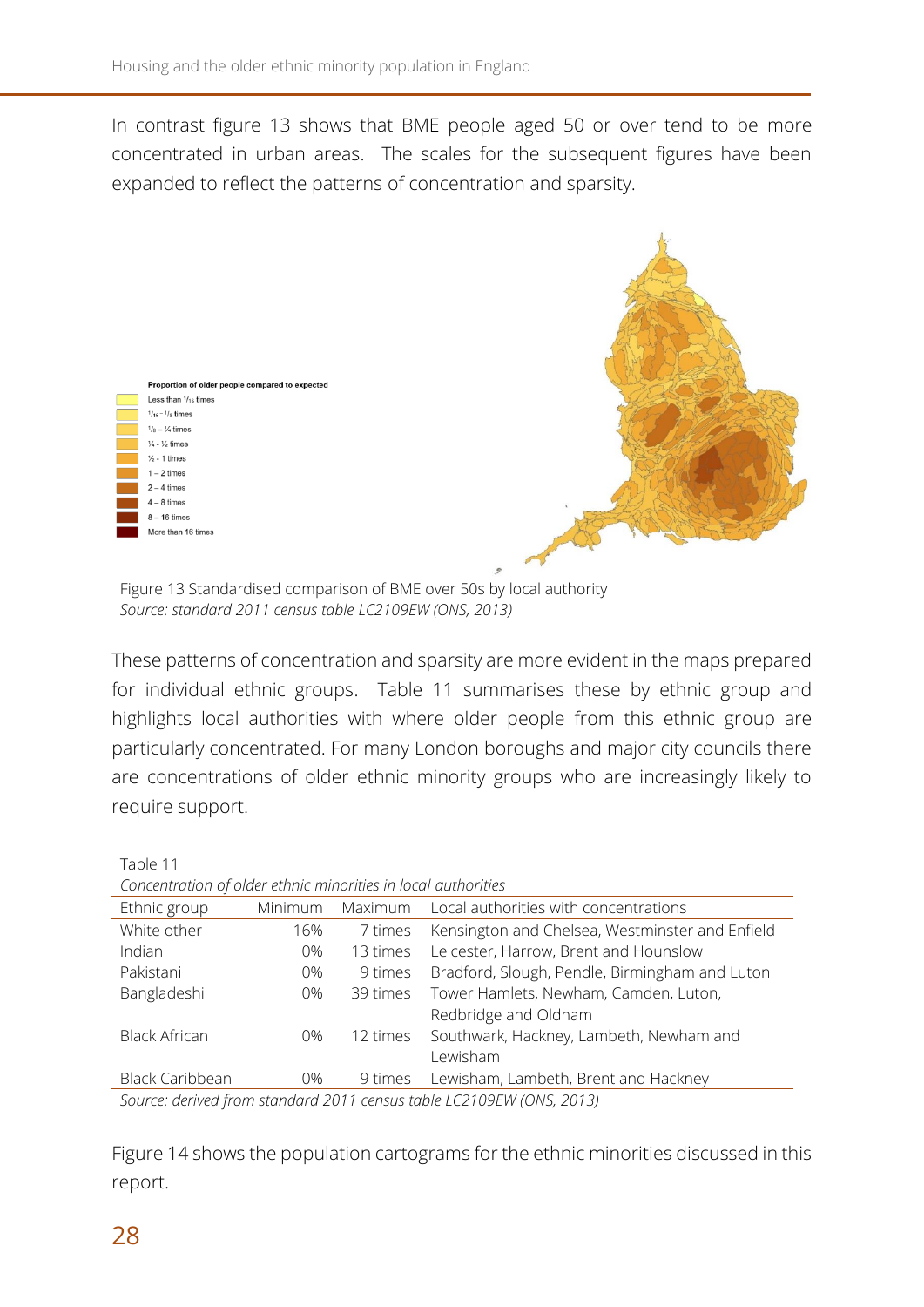In contrast figure 13 shows that BME people aged 50 or over tend to be more concentrated in urban areas. The scales for the subsequent figures have been expanded to reflect the patterns of concentration and sparsity.

Figure 13 Standardised comparison of BME over 50s by local authority
*Source: standard 2011 census table LC2109EW (ONS, 2013)*

These patterns of concentration and sparsity are more evident in the maps prepared for individual ethnic groups. Table 11 summarises these by ethnic group and highlights local authorities with where older people from this ethnic group are particularly concentrated. For many London boroughs and major city councils there are concentrations of older ethnic minority groups who are increasingly likely to require support.

Table 11
*Concentration of older ethnic minorities in local authorities*

| Ethnic group | Minimum | Maximum | Local authorities with concentrations |
|---|---|---|---|
| White other | 16% | 7 times | Kensington and Chelsea, Westminster and Enfield |
| Indian | 0% | 13 times | Leicester, Harrow, Brent and Hounslow |
| Pakistani | 0% | 9 times | Bradford, Slough, Pendle, Birmingham and Luton |
| Bangladeshi | 0% | 39 times | Tower Hamlets, Newham, Camden, Luton, Redbridge and Oldham |
| Black African | 0% | 12 times | Southwark, Hackney, Lambeth, Newham and Lewisham |
| Black Caribbean | 0% | 9 times | Lewisham, Lambeth, Brent and Hackney |

*Source: derived from standard 2011 census table LC2109EW (ONS, 2013)*

Figure 14 shows the population cartograms for the ethnic minorities discussed in this report.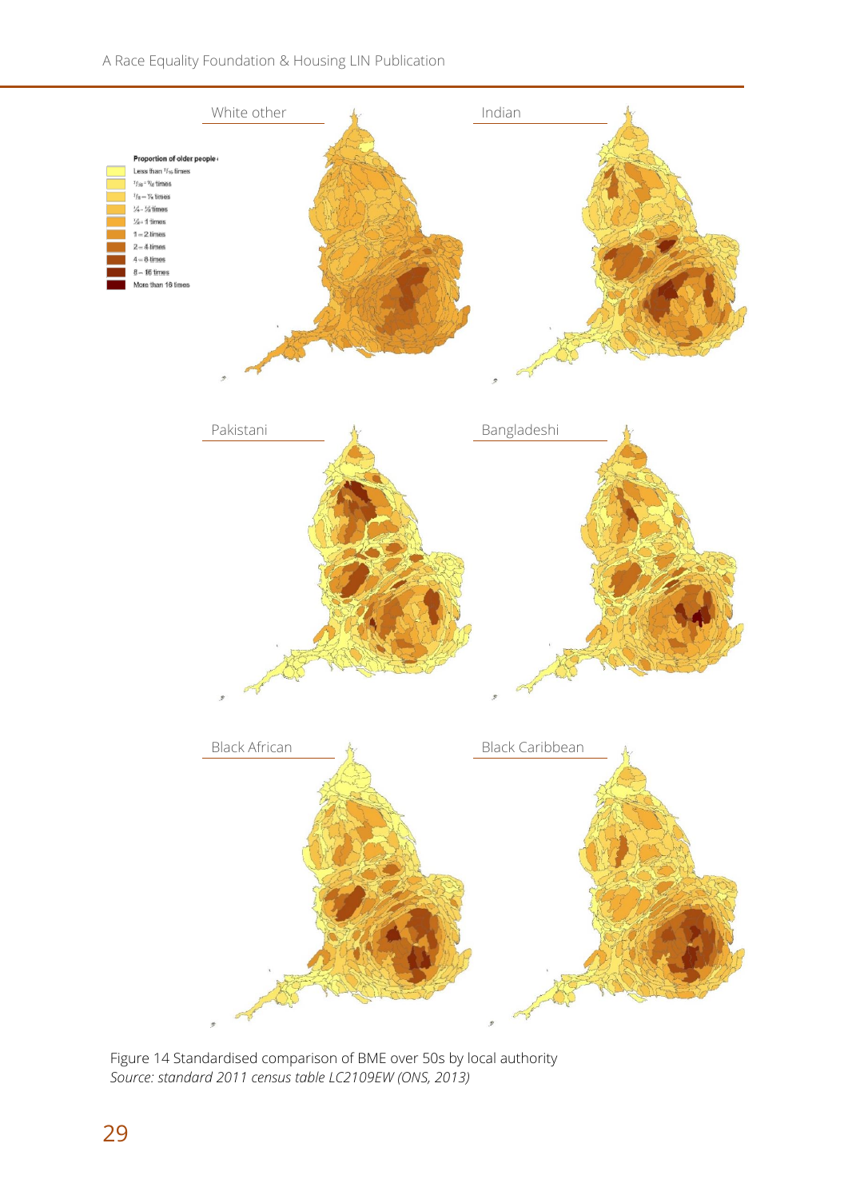White other

Indian

Proportion of older people

Less than 1/16 times

1/16 – 1/8 times

1/8 – 1/4 times

1/4 – 1/2 times

1/2 – 1 times

1 – 2 times

2 – 4 times

4 – 8 times

8 – 16 times

More than 16 times

Pakistani

Bangladeshi

Black African

Black Caribbean

Figure 14 Standardised comparison of BME over 50s by local authority
*Source: standard 2011 census table LC2109EW (ONS, 2013)*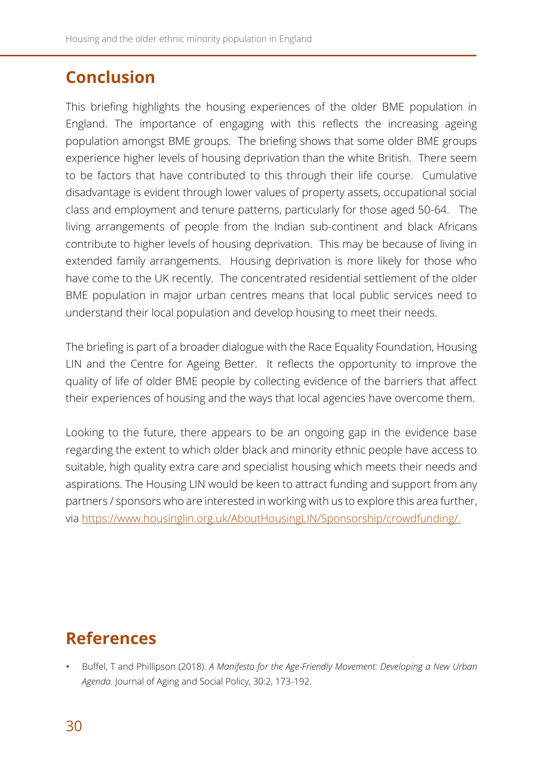## Conclusion

This briefing highlights the housing experiences of the older BME population in England. The importance of engaging with this reflects the increasing ageing population amongst BME groups. The briefing shows that some older BME groups experience higher levels of housing deprivation than the white British. There seem to be factors that have contributed to this through their life course. Cumulative disadvantage is evident through lower values of property assets, occupational social class and employment and tenure patterns, particularly for those aged 50-64. The living arrangements of people from the Indian sub-continent and black Africans contribute to higher levels of housing deprivation. This may be because of living in extended family arrangements. Housing deprivation is more likely for those who have come to the UK recently. The concentrated residential settlement of the older BME population in major urban centres means that local public services need to understand their local population and develop housing to meet their needs.

The briefing is part of a broader dialogue with the Race Equality Foundation, Housing LIN and the Centre for Ageing Better. It reflects the opportunity to improve the quality of life of older BME people by collecting evidence of the barriers that affect their experiences of housing and the ways that local agencies have overcome them.

Looking to the future, there appears to be an ongoing gap in the evidence base regarding the extent to which older black and minority ethnic people have access to suitable, high quality extra care and specialist housing which meets their needs and aspirations. The Housing LIN would be keen to attract funding and support from any partners / sponsors who are interested in working with us to explore this area further, via [https://www.housinglin.org.uk/AboutHousingLIN/Sponsorship/crowdfunding/.](https://www.housinglin.org.uk/AboutHousingLIN/Sponsorship/crowdfunding/)

## References

- Buffel, T and Phillipson (2018). *A Manifesto for the Age-Friendly Movement: Developing a New Urban Agenda.* Journal of Aging and Social Policy, 30:2, 173-192.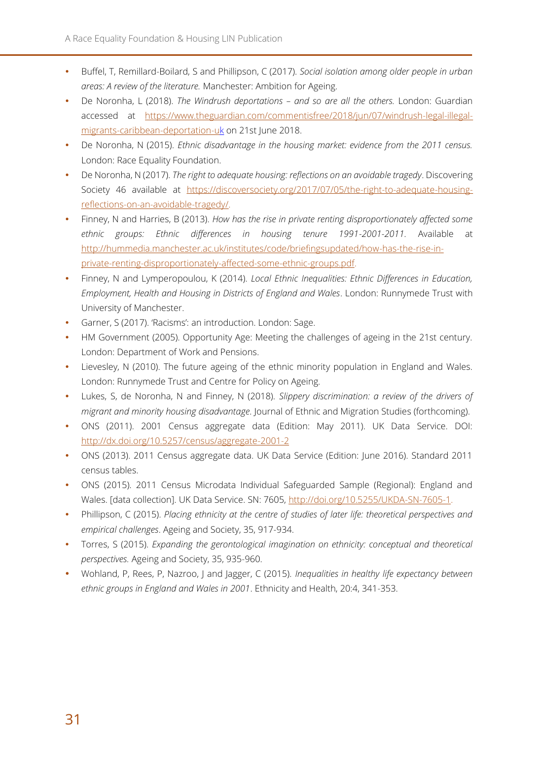- Buffel, T, Remillard-Boilard, S and Phillipson, C (2017). *Social isolation among older people in urban areas: A review of the literature.* Manchester: Ambition for Ageing.
- De Noronha, L (2018). *The Windrush deportations – and so are all the others.* London: Guardian accessed at https://www.theguardian.com/commentisfree/2018/jun/07/windrush-legal-illegal-migrants-caribbean-deportation-uk on 21st June 2018.
- De Noronha, N (2015). *Ethnic disadvantage in the housing market: evidence from the 2011 census.* London: Race Equality Foundation.
- De Noronha, N (2017). *The right to adequate housing: reflections on an avoidable tragedy*. Discovering Society 46 available at https://discoversociety.org/2017/07/05/the-right-to-adequate-housing-reflections-on-an-avoidable-tragedy/.
- Finney, N and Harries, B (2013). *How has the rise in private renting disproportionately affected some ethnic groups: Ethnic differences in housing tenure 1991-2001-2011.* Available at http://hummedia.manchester.ac.uk/institutes/code/briefingsupdated/how-has-the-rise-in-private-renting-disproportionately-affected-some-ethnic-groups.pdf.
- Finney, N and Lymperopoulou, K (2014). *Local Ethnic Inequalities: Ethnic Differences in Education, Employment, Health and Housing in Districts of England and Wales*. London: Runnymede Trust with University of Manchester.
- Garner, S (2017). 'Racisms': an introduction. London: Sage.
- HM Government (2005). Opportunity Age: Meeting the challenges of ageing in the 21st century. London: Department of Work and Pensions.
- Lievesley, N (2010). The future ageing of the ethnic minority population in England and Wales. London: Runnymede Trust and Centre for Policy on Ageing.
- Lukes, S, de Noronha, N and Finney, N (2018). *Slippery discrimination: a review of the drivers of migrant and minority housing disadvantage*. Journal of Ethnic and Migration Studies (forthcoming).
- ONS (2011). 2001 Census aggregate data (Edition: May 2011). UK Data Service. DOI: http://dx.doi.org/10.5257/census/aggregate-2001-2
- ONS (2013). 2011 Census aggregate data. UK Data Service (Edition: June 2016). Standard 2011 census tables.
- ONS (2015). 2011 Census Microdata Individual Safeguarded Sample (Regional): England and Wales. [data collection]. UK Data Service. SN: 7605, http://doi.org/10.5255/UKDA-SN-7605-1.
- Phillipson, C (2015). *Placing ethnicity at the centre of studies of later life: theoretical perspectives and empirical challenges*. Ageing and Society, 35, 917-934.
- Torres, S (2015). *Expanding the gerontological imagination on ethnicity: conceptual and theoretical perspectives.* Ageing and Society, 35, 935-960.
- Wohland, P, Rees, P, Nazroo, J and Jagger, C (2015). *Inequalities in healthy life expectancy between ethnic groups in England and Wales in 2001*. Ethnicity and Health, 20:4, 341-353.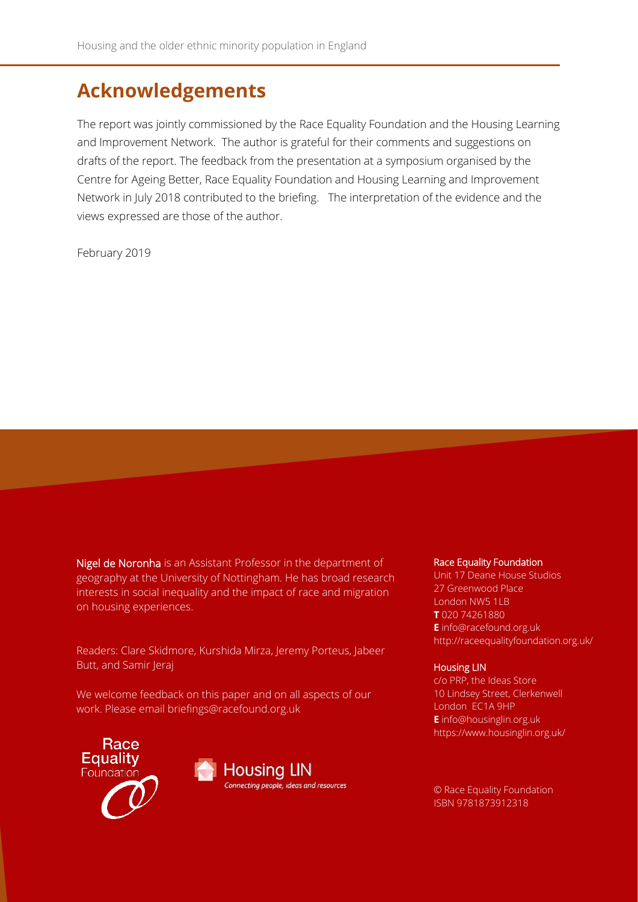## Acknowledgements

The report was jointly commissioned by the Race Equality Foundation and the Housing Learning and Improvement Network. The author is grateful for their comments and suggestions on drafts of the report. The feedback from the presentation at a symposium organised by the Centre for Ageing Better, Race Equality Foundation and Housing Learning and Improvement Network in July 2018 contributed to the briefing. The interpretation of the evidence and the views expressed are those of the author.

February 2019

Nigel de Noronha is an Assistant Professor in the department of geography at the University of Nottingham. He has broad research interests in social inequality and the impact of race and migration on housing experiences.

Readers: Clare Skidmore, Kurshida Mirza, Jeremy Porteus, Jabeer Butt, and Samir Jeraj

We welcome feedback on this paper and on all aspects of our work. Please email briefings@racefound.org.uk

Race Equality Foundation
Unit 17 Deane House Studios
27 Greenwood Place
London NW5 1LB
**T** 020 74261880
**E** info@racefound.org.uk
http://raceequalityfoundation.org.uk/

Housing LIN
c/o PRP, the Ideas Store
10 Lindsey Street, Clerkenwell
London EC1A 9HP
**E** info@housinglin.org.uk
https://www.housinglin.org.uk/

Race Equality Foundation

Housing LIN
Connecting people, ideas and resources

© Race Equality Foundation
ISBN 9781873912318